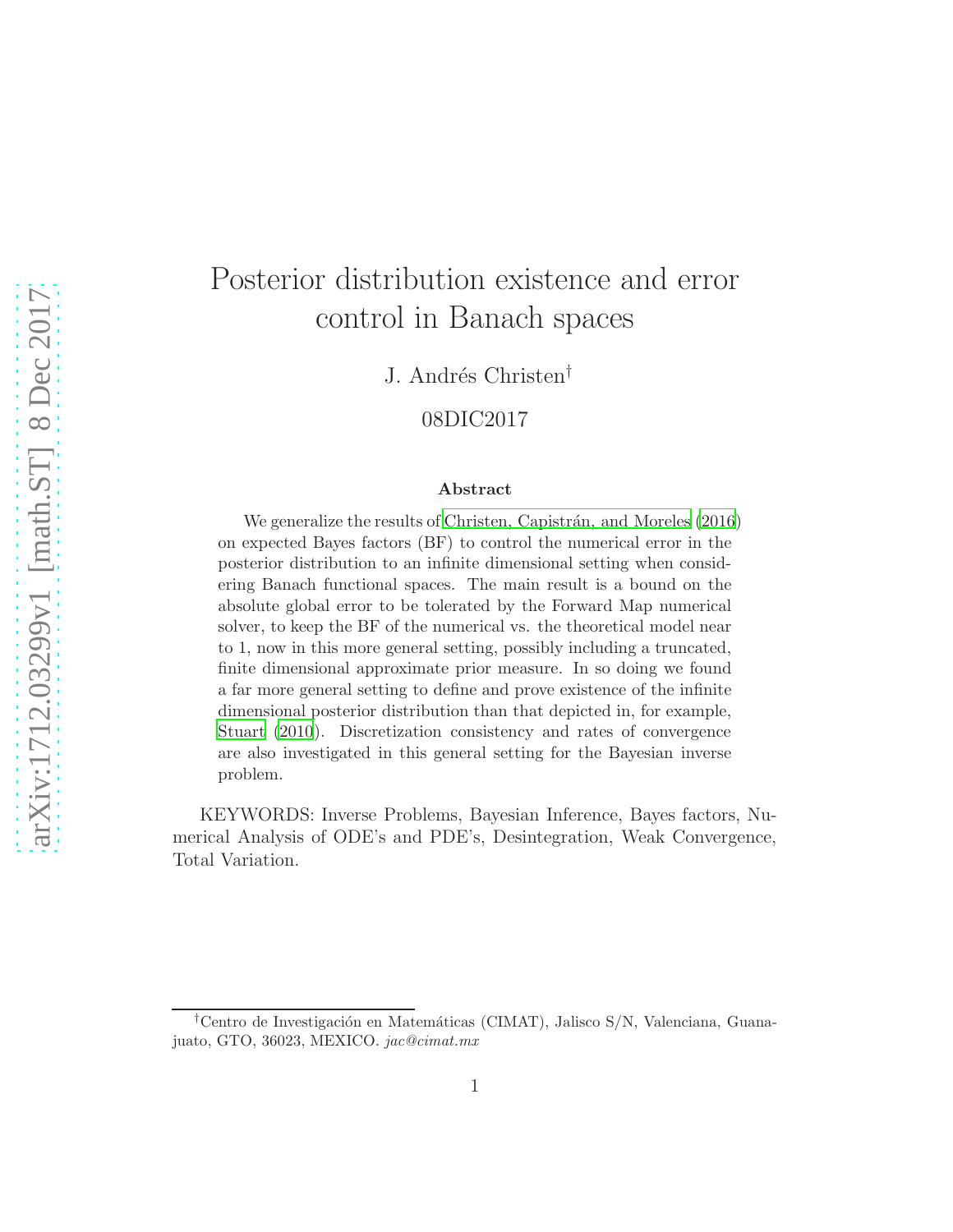# Posterior distribution existence and error control in Banach spaces

J. Andrés Christen[†]

08DIC2017

### Abstract

We generalize the results of Christen, Capistrán, and Moreles (2016) on expected Bayes factors (BF) to control the numerical error in the posterior distribution to an infinite dimensional setting when considering Banach functional spaces. The main result is a bound on the absolute global error to be tolerated by the Forward Map numerical solver, to keep the BF of the numerical vs. the theoretical model near to 1, now in this more general setting, possibly including a truncated, finite dimensional approximate prior measure. In so doing we found a far more general setting to define and prove existence of the infinite dimensional posterior distribution than that depicted in, for example, Stuart (2010). Discretization consistency and rates of convergence are also investigated in this general setting for the Bayesian inverse problem.

KEYWORDS: Inverse Problems, Bayesian Inference, Bayes factors, Numerical Analysis of ODE's and PDE's, Desintegration, Weak Convergence, Total Variation.

[†]Centro de Investigación en Matemáticas (CIMAT), Jalisco S/N, Valenciana, Guanajuato, GTO, 36023, MEXICO. *jac@cimat.mx*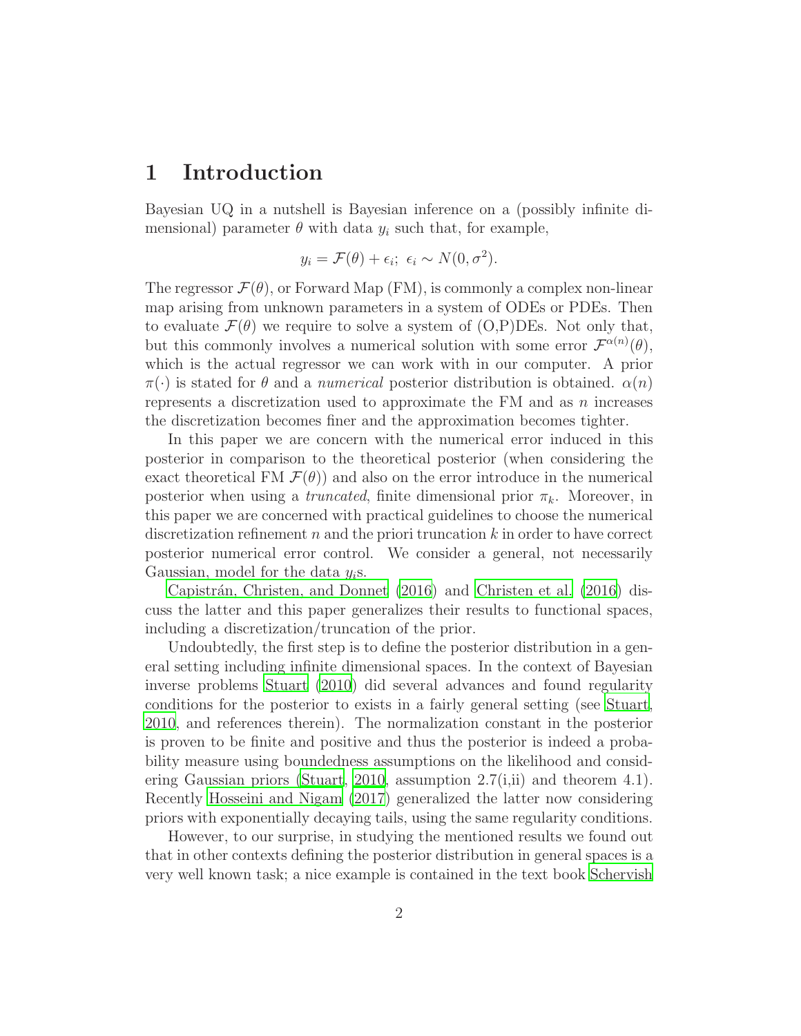# 1 Introduction

Bayesian UQ in a nutshell is Bayesian inference on a (possibly infinite dimensional) parameter $\theta$ with data $y_i$ such that, for example,

$$y_i = \mathcal{F}(\theta) + \epsilon_i; \ \epsilon_i \sim N(0, \sigma^2).$$

The regressor $\mathcal{F}(\theta)$, or Forward Map (FM), is commonly a complex non-linear map arising from unknown parameters in a system of ODEs or PDEs. Then to evaluate $\mathcal{F}(\theta)$ we require to solve a system of (O,P)DEs. Not only that, but this commonly involves a numerical solution with some error $\mathcal{F}^{\alpha(n)}(\theta)$, which is the actual regressor we can work with in our computer. A prior $\pi(\cdot)$ is stated for $\theta$ and a *numerical* posterior distribution is obtained. $\alpha(n)$ represents a discretization used to approximate the FM and as $n$ increases the discretization becomes finer and the approximation becomes tighter.

In this paper we are concern with the numerical error induced in this posterior in comparison to the theoretical posterior (when considering the exact theoretical FM $\mathcal{F}(\theta)$) and also on the error introduce in the numerical posterior when using a *truncated*, finite dimensional prior $\pi_k$. Moreover, in this paper we are concerned with practical guidelines to choose the numerical discretization refinement $n$ and the priori truncation $k$ in order to have correct posterior numerical error control. We consider a general, not necessarily Gaussian, model for the data $y_i$s.

Capistrán, Christen, and Donnet (2016) and Christen et al. (2016) discuss the latter and this paper generalizes their results to functional spaces, including a discretization/truncation of the prior.

Undoubtedly, the first step is to define the posterior distribution in a general setting including infinite dimensional spaces. In the context of Bayesian inverse problems Stuart (2010) did several advances and found regularity conditions for the posterior to exists in a fairly general setting (see Stuart, 2010, and references therein). The normalization constant in the posterior is proven to be finite and positive and thus the posterior is indeed a probability measure using boundedness assumptions on the likelihood and considering Gaussian priors (Stuart, 2010, assumption 2.7(i,ii) and theorem 4.1). Recently Hosseini and Nigam (2017) generalized the latter now considering priors with exponentially decaying tails, using the same regularity conditions.

However, to our surprise, in studying the mentioned results we found out that in other contexts defining the posterior distribution in general spaces is a very well known task; a nice example is contained in the text book Schervish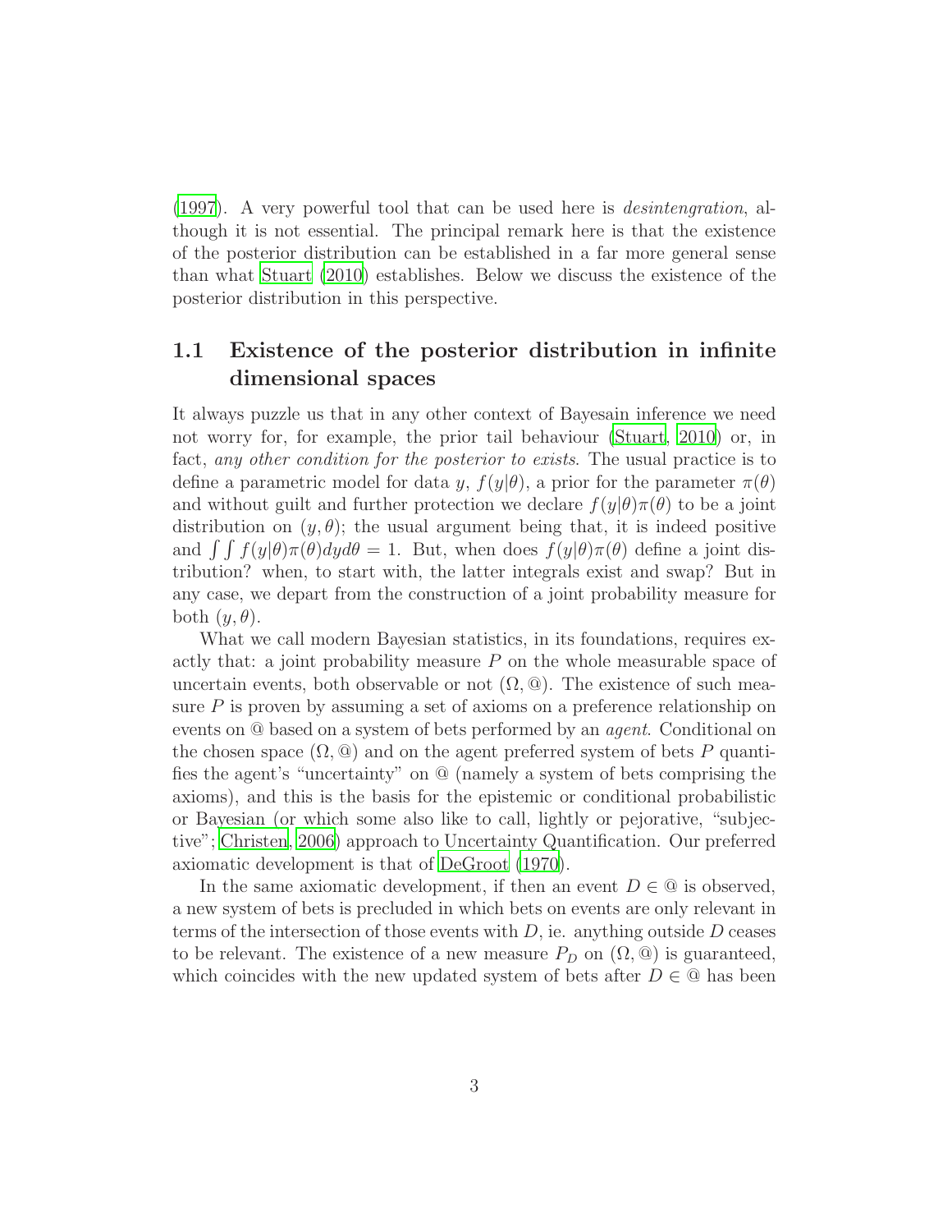(1997). A very powerful tool that can be used here is *desintengration*, although it is not essential. The principal remark here is that the existence of the posterior distribution can be established in a far more general sense than what Stuart (2010) establishes. Below we discuss the existence of the posterior distribution in this perspective.

## 1.1 Existence of the posterior distribution in infinite dimensional spaces

It always puzzle us that in any other context of Bayesain inference we need not worry for, for example, the prior tail behaviour (Stuart, 2010) or, in fact, *any other condition for the posterior to exists*. The usual practice is to define a parametric model for data $y$, $f(y|\theta)$, a prior for the parameter $\pi(\theta)$ and without guilt and further protection we declare $f(y|\theta)\pi(\theta)$ to be a joint distribution on $(y, \theta)$; the usual argument being that, it is indeed positive and $\int\int f(y|\theta)\pi(\theta)dyd\theta = 1$. But, when does $f(y|\theta)\pi(\theta)$ define a joint distribution? when, to start with, the latter integrals exist and swap? But in any case, we depart from the construction of a joint probability measure for both $(y, \theta)$.

What we call modern Bayesian statistics, in its foundations, requires exactly that: a joint probability measure $P$ on the whole measurable space of uncertain events, both observable or not $(\Omega, @)$. The existence of such measure $P$ is proven by assuming a set of axioms on a preference relationship on events on @ based on a system of bets performed by an *agent*. Conditional on the chosen space $(\Omega, @)$ and on the agent preferred system of bets $P$ quantifies the agent's "uncertainty" on @ (namely a system of bets comprising the axioms), and this is the basis for the epistemic or conditional probabilistic or Bayesian (or which some also like to call, lightly or pejorative, "subjective"; Christen, 2006) approach to Uncertainty Quantification. Our preferred axiomatic development is that of DeGroot (1970).

In the same axiomatic development, if then an event $D \in @$ is observed, a new system of bets is precluded in which bets on events are only relevant in terms of the intersection of those events with $D$, ie. anything outside $D$ ceases to be relevant. The existence of a new measure $P_D$ on $(\Omega, @)$ is guaranteed, which coincides with the new updated system of bets after $D \in @$ has been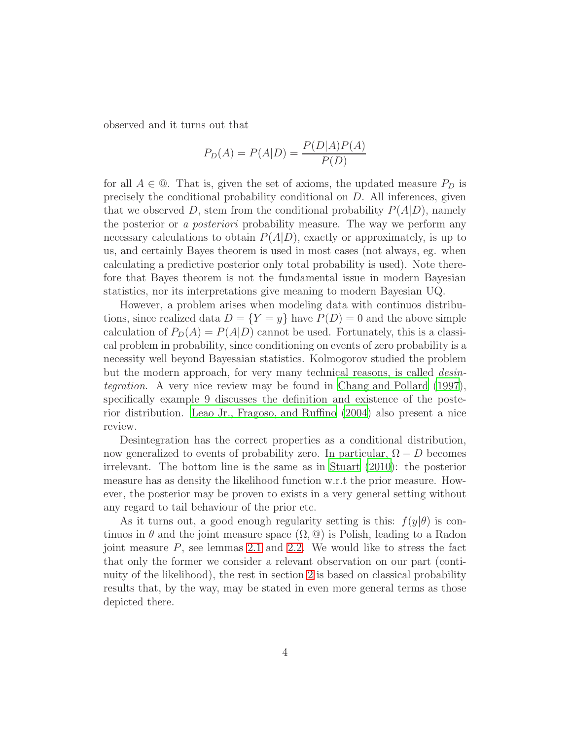observed and it turns out that

$$P_D(A) = P(A|D) = \frac{P(D|A)P(A)}{P(D)}$$

for all $A \in @$. That is, given the set of axioms, the updated measure $P_D$ is precisely the conditional probability conditional on $D$. All inferences, given that we observed $D$, stem from the conditional probability $P(A|D)$, namely the posterior or *a posteriori* probability measure. The way we perform any necessary calculations to obtain $P(A|D)$, exactly or approximately, is up to us, and certainly Bayes theorem is used in most cases (not always, eg. when calculating a predictive posterior only total probability is used). Note therefore that Bayes theorem is not the fundamental issue in modern Bayesian statistics, nor its interpretations give meaning to modern Bayesian UQ.

However, a problem arises when modeling data with continuos distributions, since realized data $D = \{Y = y\}$ have $P(D) = 0$ and the above simple calculation of $P_D(A) = P(A|D)$ cannot be used. Fortunately, this is a classical problem in probability, since conditioning on events of zero probability is a necessity well beyond Bayesaian statistics. Kolmogorov studied the problem but the modern approach, for very many technical reasons, is called *desintegration*. A very nice review may be found in Chang and Pollard (1997), specifically example 9 discusses the definition and existence of the posterior distribution. Leao Jr., Fragoso, and Ruffino (2004) also present a nice review.

Desintegration has the correct properties as a conditional distribution, now generalized to events of probability zero. In particular, $\Omega - D$ becomes irrelevant. The bottom line is the same as in Stuart (2010): the posterior measure has as density the likelihood function w.r.t the prior measure. However, the posterior may be proven to exists in a very general setting without any regard to tail behaviour of the prior etc.

As it turns out, a good enough regularity setting is this: $f(y|\theta)$ is continuos in $\theta$ and the joint measure space $(\Omega, @)$ is Polish, leading to a Radon joint measure $P$, see lemmas 2.1 and 2.2. We would like to stress the fact that only the former we consider a relevant observation on our part (continuity of the likelihood), the rest in section 2 is based on classical probability results that, by the way, may be stated in even more general terms as those depicted there.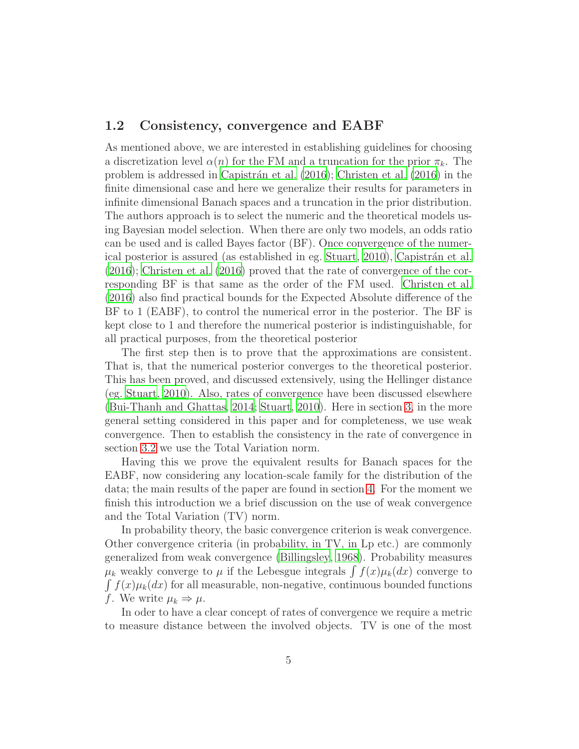## 1.2 Consistency, convergence and EABF

As mentioned above, we are interested in establishing guidelines for choosing a discretization level $\alpha(n)$ for the FM and a truncation for the prior $\pi_k$. The problem is addressed in Capistrán et al. (2016); Christen et al. (2016) in the finite dimensional case and here we generalize their results for parameters in infinite dimensional Banach spaces and a truncation in the prior distribution. The authors approach is to select the numeric and the theoretical models using Bayesian model selection. When there are only two models, an odds ratio can be used and is called Bayes factor (BF). Once convergence of the numerical posterior is assured (as established in eg. Stuart, 2010), Capistrán et al. (2016); Christen et al. (2016) proved that the rate of convergence of the corresponding BF is that same as the order of the FM used. Christen et al. (2016) also find practical bounds for the Expected Absolute difference of the BF to 1 (EABF), to control the numerical error in the posterior. The BF is kept close to 1 and therefore the numerical posterior is indistinguishable, for all practical purposes, from the theoretical posterior

The first step then is to prove that the approximations are consistent. That is, that the numerical posterior converges to the theoretical posterior. This has been proved, and discussed extensively, using the Hellinger distance (eg. Stuart, 2010). Also, rates of convergence have been discussed elsewhere (Bui-Thanh and Ghattas, 2014; Stuart, 2010). Here in section 3, in the more general setting considered in this paper and for completeness, we use weak convergence. Then to establish the consistency in the rate of convergence in section 3.2 we use the Total Variation norm.

Having this we prove the equivalent results for Banach spaces for the EABF, now considering any location-scale family for the distribution of the data; the main results of the paper are found in section 4. For the moment we finish this introduction we a brief discussion on the use of weak convergence and the Total Variation (TV) norm.

In probability theory, the basic convergence criterion is weak convergence. Other convergence criteria (in probability, in TV, in Lp etc.) are commonly generalized from weak convergence (Billingsley, 1968). Probability measures $\mu_k$ weakly converge to $\mu$ if the Lebesgue integrals $\int f(x)\mu_k(dx)$ converge to $\int f(x)\mu_k(dx)$ for all measurable, non-negative, continuous bounded functions $f$. We write $\mu_k \Rightarrow \mu$.

In oder to have a clear concept of rates of convergence we require a metric to measure distance between the involved objects. TV is one of the most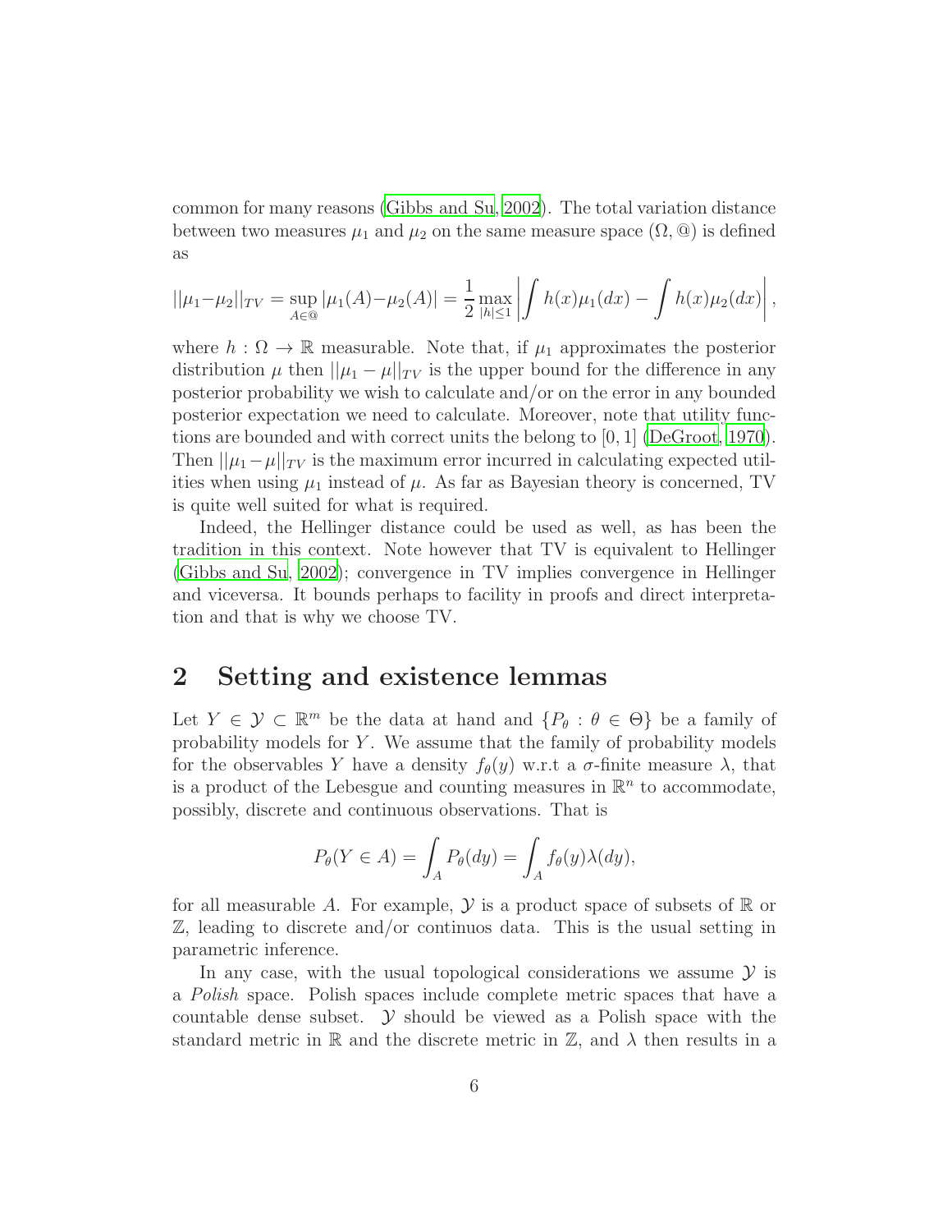common for many reasons (Gibbs and Su, 2002). The total variation distance between two measures $\mu_1$ and $\mu_2$ on the same measure space $(\Omega, @)$ is defined as

$$||\mu_1 - \mu_2||_{TV} = \sup_{A \in @} |\mu_1(A) - \mu_2(A)| = \frac{1}{2} \max_{|h| \leq 1} \left| \int h(x)\mu_1(dx) - \int h(x)\mu_2(dx) \right|,$$

where $h : \Omega \to \mathbb{R}$ measurable. Note that, if $\mu_1$ approximates the posterior distribution $\mu$ then $||\mu_1 - \mu||_{TV}$ is the upper bound for the difference in any posterior probability we wish to calculate and/or on the error in any bounded posterior expectation we need to calculate. Moreover, note that utility functions are bounded and with correct units the belong to $[0, 1]$ (DeGroot, 1970). Then $||\mu_1 - \mu||_{TV}$ is the maximum error incurred in calculating expected utilities when using $\mu_1$ instead of $\mu$. As far as Bayesian theory is concerned, TV is quite well suited for what is required.

Indeed, the Hellinger distance could be used as well, as has been the tradition in this context. Note however that TV is equivalent to Hellinger (Gibbs and Su, 2002); convergence in TV implies convergence in Hellinger and viceversa. It bounds perhaps to facility in proofs and direct interpretation and that is why we choose TV.

## 2 Setting and existence lemmas

Let $Y \in \mathcal{Y} \subset \mathbb{R}^m$ be the data at hand and $\{P_\theta : \theta \in \Theta\}$ be a family of probability models for $Y$. We assume that the family of probability models for the observables $Y$ have a density $f_\theta(y)$ w.r.t a $\sigma$-finite measure $\lambda$, that is a product of the Lebesgue and counting measures in $\mathbb{R}^n$ to accommodate, possibly, discrete and continuous observations. That is

$$P_\theta(Y \in A) = \int_A P_\theta(dy) = \int_A f_\theta(y)\lambda(dy),$$

for all measurable $A$. For example, $\mathcal{Y}$ is a product space of subsets of $\mathbb{R}$ or $\mathbb{Z}$, leading to discrete and/or continuos data. This is the usual setting in parametric inference.

In any case, with the usual topological considerations we assume $\mathcal{Y}$ is a *Polish* space. Polish spaces include complete metric spaces that have a countable dense subset. $\mathcal{Y}$ should be viewed as a Polish space with the standard metric in $\mathbb{R}$ and the discrete metric in $\mathbb{Z}$, and $\lambda$ then results in a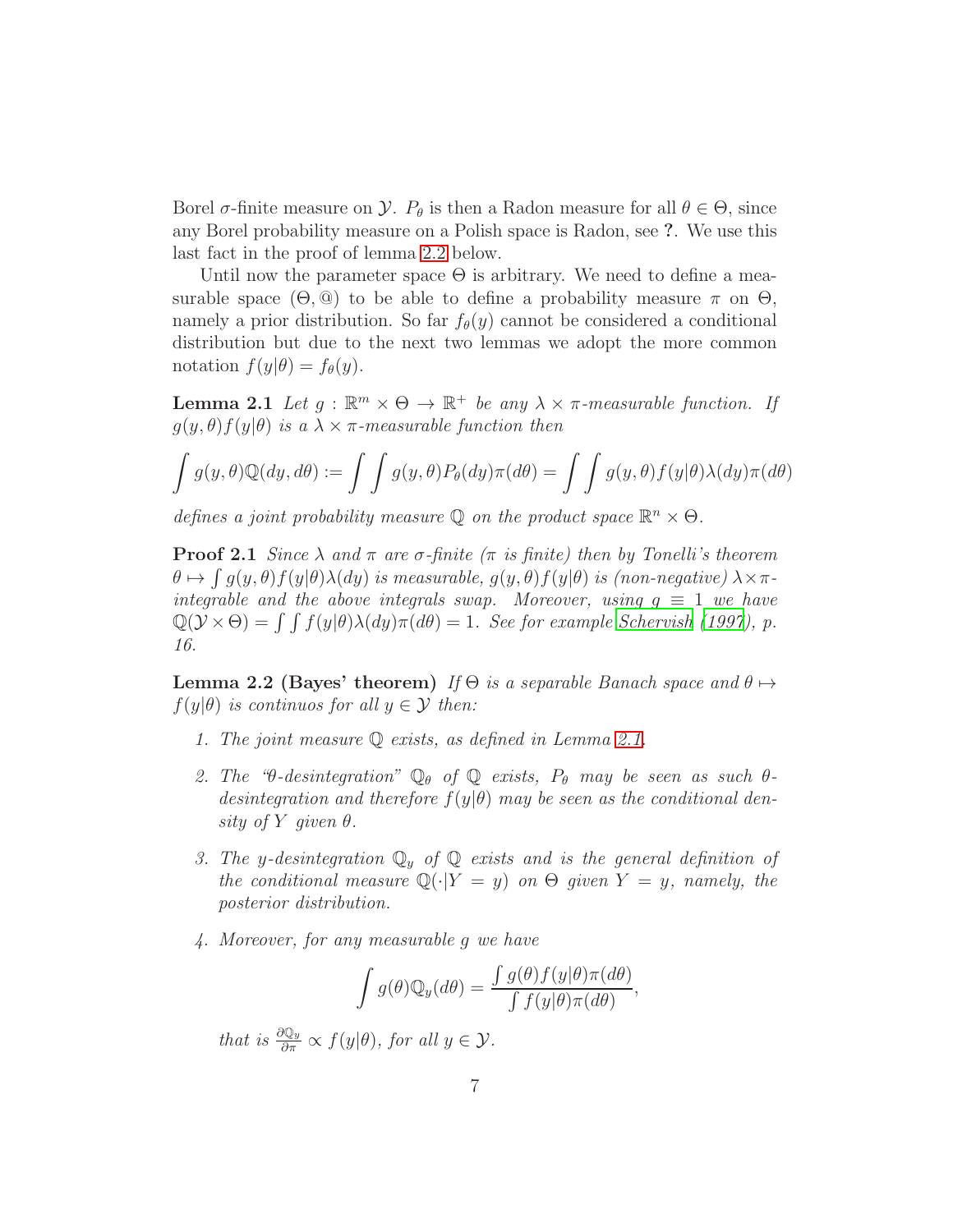Borel $\sigma$-finite measure on $\mathcal{Y}$. $P_\theta$ is then a Radon measure for all $\theta \in \Theta$, since any Borel probability measure on a Polish space is Radon, see **?**. We use this last fact in the proof of lemma 2.2 below.

Until now the parameter space $\Theta$ is arbitrary. We need to define a measurable space $(\Theta, @)$ to be able to define a probability measure $\pi$ on $\Theta$, namely a prior distribution. So far $f_\theta(y)$ cannot be considered a conditional distribution but due to the next two lemmas we adopt the more common notation $f(y|\theta) = f_\theta(y)$.

**Lemma 2.1** *Let $g : \mathbb{R}^m \times \Theta \to \mathbb{R}^+$ be any $\lambda \times \pi$-measurable function. If $g(y, \theta) f(y|\theta)$ is a $\lambda \times \pi$-measurable function then*

$$\int g(y,\theta)\mathbb{Q}(dy, d\theta) := \int \int g(y,\theta) P_\theta(dy)\pi(d\theta) = \int \int g(y,\theta) f(y|\theta)\lambda(dy)\pi(d\theta)$$

*defines a joint probability measure $\mathbb{Q}$ on the product space $\mathbb{R}^n \times \Theta$.*

**Proof 2.1** *Since $\lambda$ and $\pi$ are $\sigma$-finite ($\pi$ is finite) then by Tonelli's theorem $\theta \mapsto \int g(y,\theta) f(y|\theta)\lambda(dy)$ is measurable, $g(y,\theta)f(y|\theta)$ is (non-negative) $\lambda \times \pi$-integrable and the above integrals swap. Moreover, using $g \equiv 1$ we have $\mathbb{Q}(\mathcal{Y} \times \Theta) = \int \int f(y|\theta)\lambda(dy)\pi(d\theta) = 1$. See for example Schervish (1997), p. 16.*

**Lemma 2.2 (Bayes' theorem)** *If $\Theta$ is a separable Banach space and $\theta \mapsto f(y|\theta)$ is continuos for all $y \in \mathcal{Y}$ then:*

1. *The joint measure $\mathbb{Q}$ exists, as defined in Lemma 2.1.*
2. *The "$\theta$-desintegration" $\mathbb{Q}_\theta$ of $\mathbb{Q}$ exists, $P_\theta$ may be seen as such $\theta$-desintegration and therefore $f(y|\theta)$ may be seen as the conditional density of $Y$ given $\theta$.*
3. *The $y$-desintegration $\mathbb{Q}_y$ of $\mathbb{Q}$ exists and is the general definition of the conditional measure $\mathbb{Q}(\cdot|Y = y)$ on $\Theta$ given $Y = y$, namely, the posterior distribution.*
4. *Moreover, for any measurable $g$ we have*

$$\int g(\theta)\mathbb{Q}_y(d\theta) = \frac{\int g(\theta) f(y|\theta)\pi(d\theta)}{\int f(y|\theta)\pi(d\theta)},$$

*that is $\frac{\partial \mathbb{Q}_y}{\partial \pi} \propto f(y|\theta)$, for all $y \in \mathcal{Y}$.*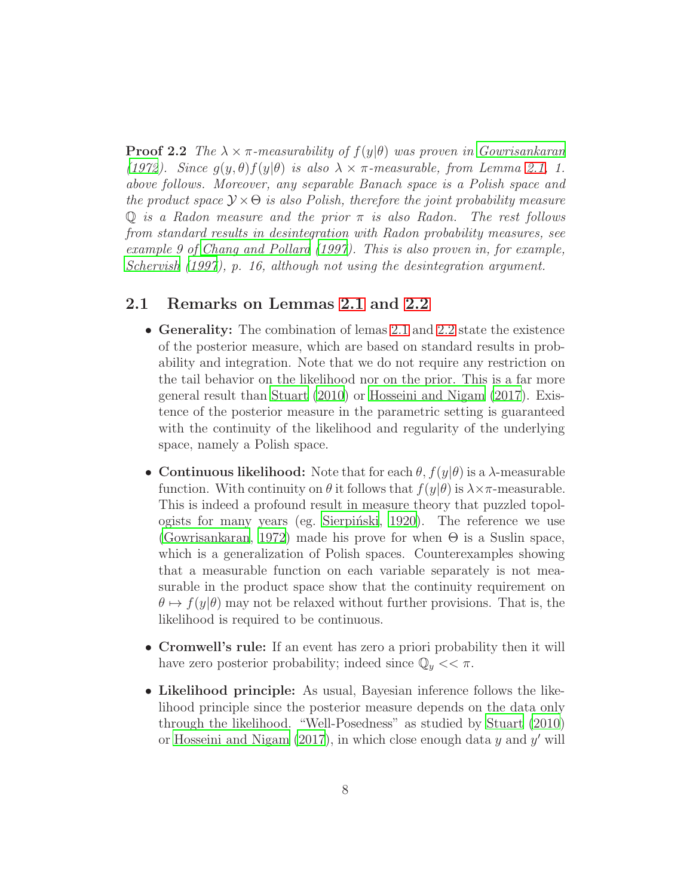**Proof 2.2** *The $\lambda \times \pi$-measurability of $f(y|\theta)$ was proven in Gowrisankaran (1972). Since $g(y, \theta) f(y|\theta)$ is also $\lambda \times \pi$-measurable, from Lemma 2.1, 1. above follows. Moreover, any separable Banach space is a Polish space and the product space $\mathcal{Y} \times \Theta$ is also Polish, therefore the joint probability measure $\mathbb{Q}$ is a Radon measure and the prior $\pi$ is also Radon. The rest follows from standard results in desintegration with Radon probability measures, see example 9 of Chang and Pollard (1997). This is also proven in, for example, Schervish (1997), p. 16, although not using the desintegration argument.*

## 2.1 Remarks on Lemmas 2.1 and 2.2

- **Generality:** The combination of lemas 2.1 and 2.2 state the existence of the posterior measure, which are based on standard results in probability and integration. Note that we do not require any restriction on the tail behavior on the likelihood nor on the prior. This is a far more general result than Stuart (2010) or Hosseini and Nigam (2017). Existence of the posterior measure in the parametric setting is guaranteed with the continuity of the likelihood and regularity of the underlying space, namely a Polish space.

- **Continuous likelihood:** Note that for each $\theta$, $f(y|\theta)$ is a $\lambda$-measurable function. With continuity on $\theta$ it follows that $f(y|\theta)$ is $\lambda \times \pi$-measurable. This is indeed a profound result in measure theory that puzzled topologists for many years (eg. Sierpiński, 1920). The reference we use (Gowrisankaran, 1972) made his prove for when $\Theta$ is a Suslin space, which is a generalization of Polish spaces. Counterexamples showing that a measurable function on each variable separately is not measurable in the product space show that the continuity requirement on $\theta \mapsto f(y|\theta)$ may not be relaxed without further provisions. That is, the likelihood is required to be continuous.

- **Cromwell's rule:** If an event has zero a priori probability then it will have zero posterior probability; indeed since $\mathbb{Q}_y << \pi$.

- **Likelihood principle:** As usual, Bayesian inference follows the likelihood principle since the posterior measure depends on the data only through the likelihood. "Well-Posedness" as studied by Stuart (2010) or Hosseini and Nigam (2017), in which close enough data $y$ and $y'$ will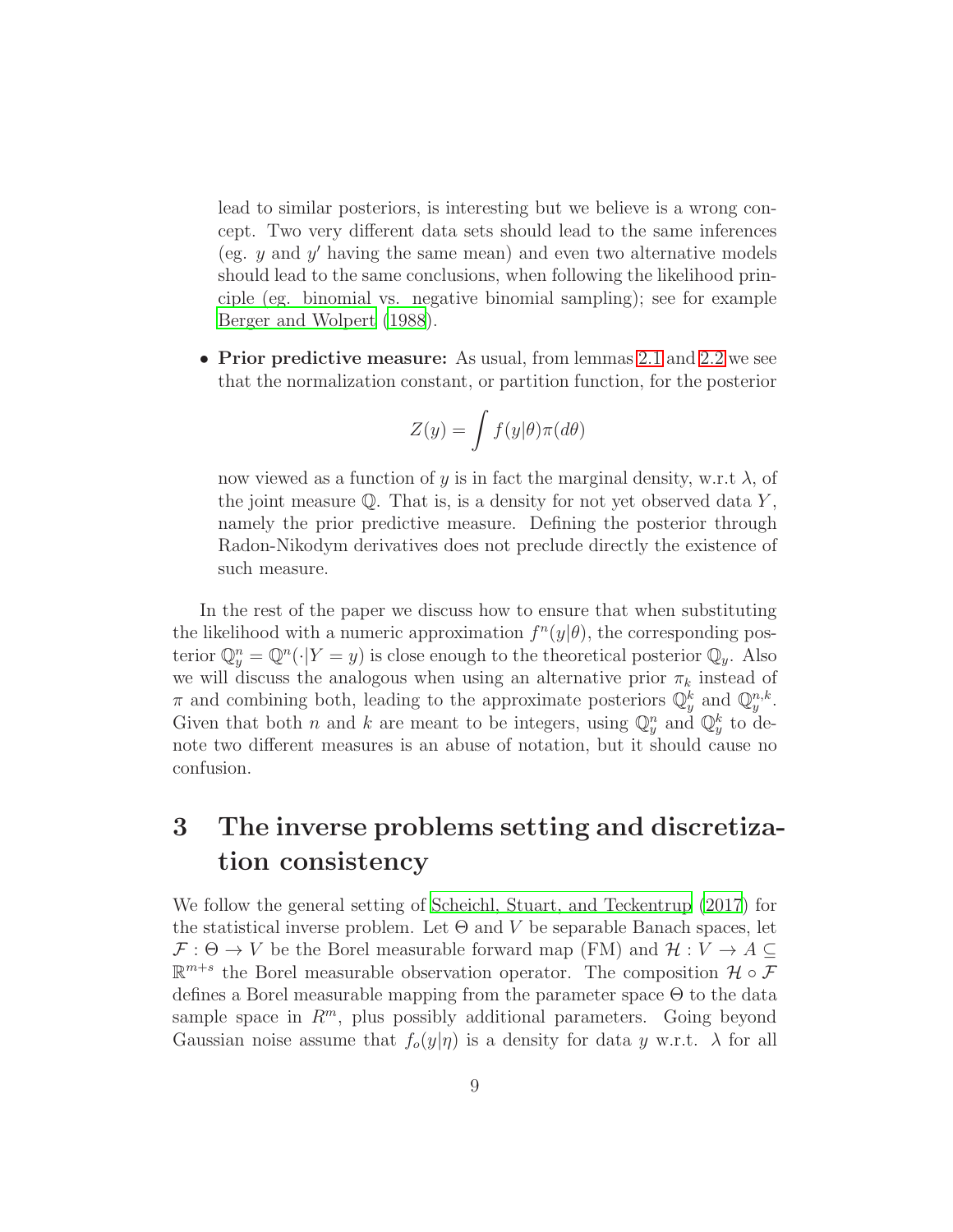lead to similar posteriors, is interesting but we believe is a wrong concept. Two very different data sets should lead to the same inferences (eg. $y$ and $y'$ having the same mean) and even two alternative models should lead to the same conclusions, when following the likelihood principle (eg. binomial vs. negative binomial sampling); see for example Berger and Wolpert (1988).

- **Prior predictive measure:** As usual, from lemmas 2.1 and 2.2 we see that the normalization constant, or partition function, for the posterior

$$Z(y) = \int f(y|\theta)\pi(d\theta)$$

now viewed as a function of $y$ is in fact the marginal density, w.r.t $\lambda$, of the joint measure $\mathbb{Q}$. That is, is a density for not yet observed data $Y$, namely the prior predictive measure. Defining the posterior through Radon-Nikodym derivatives does not preclude directly the existence of such measure.

In the rest of the paper we discuss how to ensure that when substituting the likelihood with a numeric approximation $f^n(y|\theta)$, the corresponding posterior $\mathbb{Q}^n_y = \mathbb{Q}^n(\cdot|Y = y)$ is close enough to the theoretical posterior $\mathbb{Q}_y$. Also we will discuss the analogous when using an alternative prior $\pi_k$ instead of $\pi$ and combining both, leading to the approximate posteriors $\mathbb{Q}^k_y$ and $\mathbb{Q}^{n,k}_y$. Given that both $n$ and $k$ are meant to be integers, using $\mathbb{Q}^n_y$ and $\mathbb{Q}^k_y$ to denote two different measures is an abuse of notation, but it should cause no confusion.

# 3 The inverse problems setting and discretization consistency

We follow the general setting of Scheichl, Stuart, and Teckentrup (2017) for the statistical inverse problem. Let $\Theta$ and $V$ be separable Banach spaces, let $\mathcal{F} : \Theta \to V$ be the Borel measurable forward map (FM) and $\mathcal{H} : V \to A \subseteq \mathbb{R}^{m+s}$ the Borel measurable observation operator. The composition $\mathcal{H} \circ \mathcal{F}$ defines a Borel measurable mapping from the parameter space $\Theta$ to the data sample space in $R^m$, plus possibly additional parameters. Going beyond Gaussian noise assume that $f_o(y|\eta)$ is a density for data $y$ w.r.t. $\lambda$ for all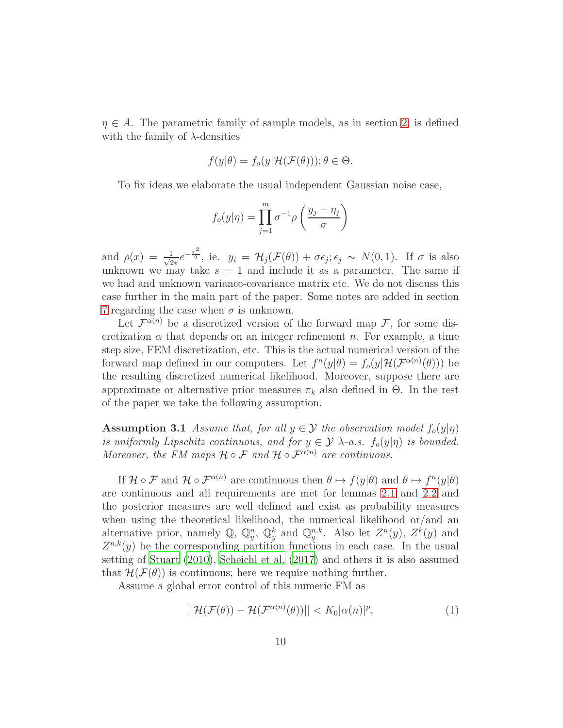$\eta \in A$. The parametric family of sample models, as in section 2, is defined with the family of $\lambda$-densities

$$f(y|\theta) = f_o(y|\mathcal{H}(\mathcal{F}(\theta))); \theta \in \Theta.$$

To fix ideas we elaborate the usual independent Gaussian noise case,

$$f_o(y|\eta) = \prod_{j=1}^{m} \sigma^{-1} \rho\left(\frac{y_j - \eta_j}{\sigma}\right)$$

and $\rho(x) = \frac{1}{\sqrt{2\pi}} e^{-\frac{x^2}{2}}$, ie. $y_i = \mathcal{H}_j(\mathcal{F}(\theta)) + \sigma\epsilon_j; \epsilon_j \sim N(0, 1)$. If $\sigma$ is also unknown we may take $s = 1$ and include it as a parameter. The same if we had and unknown variance-covariance matrix etc. We do not discuss this case further in the main part of the paper. Some notes are added in section 7 regarding the case when $\sigma$ is unknown.

Let $\mathcal{F}^{\alpha(n)}$ be a discretized version of the forward map $\mathcal{F}$, for some discretization $\alpha$ that depends on an integer refinement $n$. For example, a time step size, FEM discretization, etc. This is the actual numerical version of the forward map defined in our computers. Let $f^n(y|\theta) = f_o(y|\mathcal{H}(\mathcal{F}^{\alpha(n)}(\theta)))$ be the resulting discretized numerical likelihood. Moreover, suppose there are approximate or alternative prior measures $\pi_k$ also defined in $\Theta$. In the rest of the paper we take the following assumption.

**Assumption 3.1** *Assume that, for all $y \in \mathcal{Y}$ the observation model $f_o(y|\eta)$ is uniformly Lipschitz continuous, and for $y \in \mathcal{Y}$ $\lambda$-a.s. $f_o(y|\eta)$ is bounded. Moreover, the FM maps $\mathcal{H} \circ \mathcal{F}$ and $\mathcal{H} \circ \mathcal{F}^{\alpha(n)}$ are continuous.*

If $\mathcal{H} \circ \mathcal{F}$ and $\mathcal{H} \circ \mathcal{F}^{\alpha(n)}$ are continuous then $\theta \mapsto f(y|\theta)$ and $\theta \mapsto f^n(y|\theta)$ are continuous and all requirements are met for lemmas 2.1 and 2.2 and the posterior measures are well defined and exist as probability measures when using the theoretical likelihood, the numerical likelihood or/and an alternative prior, namely $\mathbb{Q}$, $\mathbb{Q}^n_y$, $\mathbb{Q}^k_y$ and $\mathbb{Q}^{n,k}_y$. Also let $Z^n(y)$, $Z^k(y)$ and $Z^{n,k}(y)$ be the corresponding partition functions in each case. In the usual setting of Stuart (2010), Scheichl et al. (2017) and others it is also assumed that $\mathcal{H}(\mathcal{F}(\theta))$ is continuous; here we require nothing further.

Assume a global error control of this numeric FM as

$$||\mathcal{H}(\mathcal{F}(\theta)) - \mathcal{H}(\mathcal{F}^{\alpha(n)}(\theta))|| < K_0 |\alpha(n)|^p, \tag{1}$$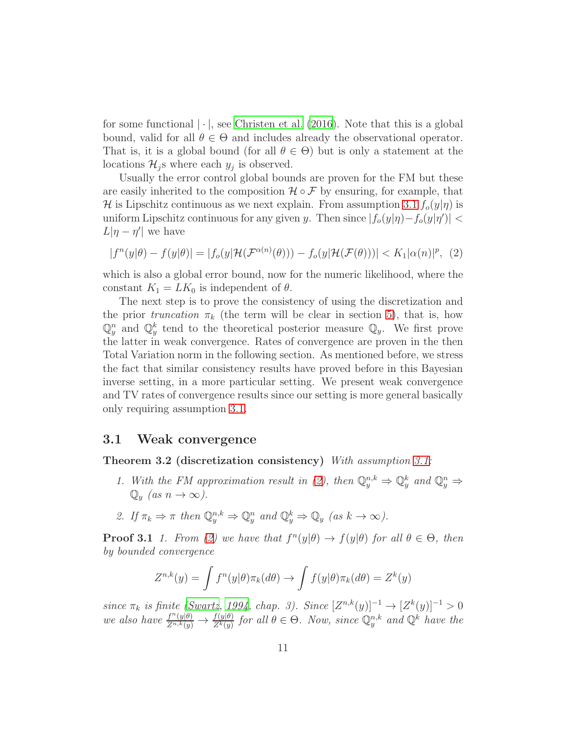for some functional $|\cdot|$, see Christen et al. (2016). Note that this is a global bound, valid for all $\theta \in \Theta$ and includes already the observational operator. That is, it is a global bound (for all $\theta \in \Theta$) but is only a statement at the locations $\mathcal{H}_j$s where each $y_j$ is observed.

Usually the error control global bounds are proven for the FM but these are easily inherited to the composition $\mathcal{H} \circ \mathcal{F}$ by ensuring, for example, that $\mathcal{H}$ is Lipschitz continuous as we next explain. From assumption 3.1 $f_o(y|\eta)$ is uniform Lipschitz continuous for any given $y$. Then since $|f_o(y|\eta) - f_o(y|\eta')| < L|\eta - \eta'|$ we have

$$|f^n(y|\theta) - f(y|\theta)| = |f_o(y|\mathcal{H}(\mathcal{F}^{\alpha(n)}(\theta))) - f_o(y|\mathcal{H}(\mathcal{F}(\theta)))| < K_1 |\alpha(n)|^p, \quad (2)$$

which is also a global error bound, now for the numeric likelihood, where the constant $K_1 = LK_0$ is independent of $\theta$.

The next step is to prove the consistency of using the discretization and the prior *truncation* $\pi_k$ (the term will be clear in section 5), that is, how $\mathbb{Q}^n_y$ and $\mathbb{Q}^k_y$ tend to the theoretical posterior measure $\mathbb{Q}_y$. We first prove the latter in weak convergence. Rates of convergence are proven in the then Total Variation norm in the following section. As mentioned before, we stress the fact that similar consistency results have proved before in this Bayesian inverse setting, in a more particular setting. We present weak convergence and TV rates of convergence results since our setting is more general basically only requiring assumption 3.1.

## 3.1 Weak convergence

**Theorem 3.2 (discretization consistency)** *With assumption 3.1:*

1. *With the FM approximation result in (2), then $\mathbb{Q}^{n,k}_y \Rightarrow \mathbb{Q}^k_y$ and $\mathbb{Q}^n_y \Rightarrow \mathbb{Q}_y$ (as $n \to \infty$).*

2. *If $\pi_k \Rightarrow \pi$ then $\mathbb{Q}^{n,k}_y \Rightarrow \mathbb{Q}^n_y$ and $\mathbb{Q}^k_y \Rightarrow \mathbb{Q}_y$ (as $k \to \infty$).*

**Proof 3.1** *1. From (2) we have that $f^n(y|\theta) \to f(y|\theta)$ for all $\theta \in \Theta$, then by bounded convergence*

$$Z^{n,k}(y) = \int f^n(y|\theta)\pi_k(d\theta) \to \int f(y|\theta)\pi_k(d\theta) = Z^k(y)$$

*since $\pi_k$ is finite (Swartz, 1994, chap. 3). Since $[Z^{n,k}(y)]^{-1} \to [Z^k(y)]^{-1} > 0$ we also have $\frac{f^n(y|\theta)}{Z^{n,k}(y)} \to \frac{f(y|\theta)}{Z^k(y)}$ for all $\theta \in \Theta$. Now, since $\mathbb{Q}^{n,k}_y$ and $\mathbb{Q}^k$ have the*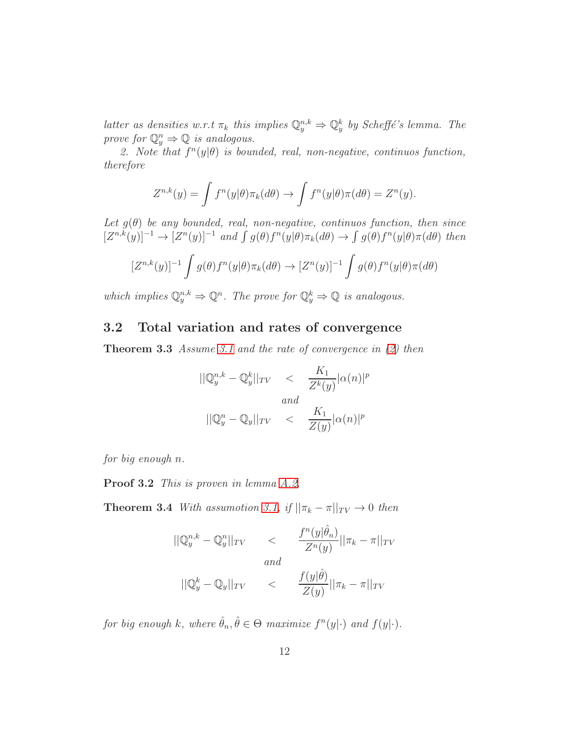*latter as densities w.r.t $\pi_k$ this implies $\mathbb{Q}_y^{n,k} \Rightarrow \mathbb{Q}_y^k$ by Scheffé's lemma. The prove for $\mathbb{Q}_y^n \Rightarrow \mathbb{Q}$ is analogous.*

*2. Note that $f^n(y|\theta)$ is bounded, real, non-negative, continuos function, therefore*

$$Z^{n,k}(y) = \int f^n(y|\theta)\pi_k(d\theta) \to \int f^n(y|\theta)\pi(d\theta) = Z^n(y).$$

*Let $g(\theta)$ be any bounded, real, non-negative, continuos function, then since $[Z^{n,k}(y)]^{-1} \to [Z^n(y)]^{-1}$ and $\int g(\theta)f^n(y|\theta)\pi_k(d\theta) \to \int g(\theta)f^n(y|\theta)\pi(d\theta)$ then*

$$[Z^{n,k}(y)]^{-1}\int g(\theta)f^n(y|\theta)\pi_k(d\theta) \to [Z^n(y)]^{-1}\int g(\theta)f^n(y|\theta)\pi(d\theta)$$

*which implies $\mathbb{Q}_y^{n,k} \Rightarrow \mathbb{Q}^n$. The prove for $\mathbb{Q}_y^k \Rightarrow \mathbb{Q}$ is analogous.*

## 3.2 Total variation and rates of convergence

**Theorem 3.3** *Assume 3.1 and the rate of convergence in (2) then*

$$||\mathbb{Q}_y^{n,k} - \mathbb{Q}_y^k||_{TV} < \frac{K_1}{Z^k(y)}|\alpha(n)|^p$$

*and*

$$||\mathbb{Q}_y^n - \mathbb{Q}_y||_{TV} < \frac{K_1}{Z(y)}|\alpha(n)|^p$$

*for big enough $n$.*

**Proof 3.2** *This is proven in lemma A.2.*

**Theorem 3.4** *With assumotion 3.1, if $||\pi_k - \pi||_{TV} \to 0$ then*

$$||\mathbb{Q}_y^{n,k} - \mathbb{Q}_y^n||_{TV} < \frac{f^n(y|\hat{\theta}_n)}{Z^n(y)}||\pi_k - \pi||_{TV}$$

*and*

$$||\mathbb{Q}_y^k - \mathbb{Q}_y||_{TV} < \frac{f(y|\hat{\theta})}{Z(y)}||\pi_k - \pi||_{TV}$$

*for big enough $k$, where $\hat{\theta}_n, \hat{\theta} \in \Theta$ maximize $f^n(y|\cdot)$ and $f(y|\cdot)$.*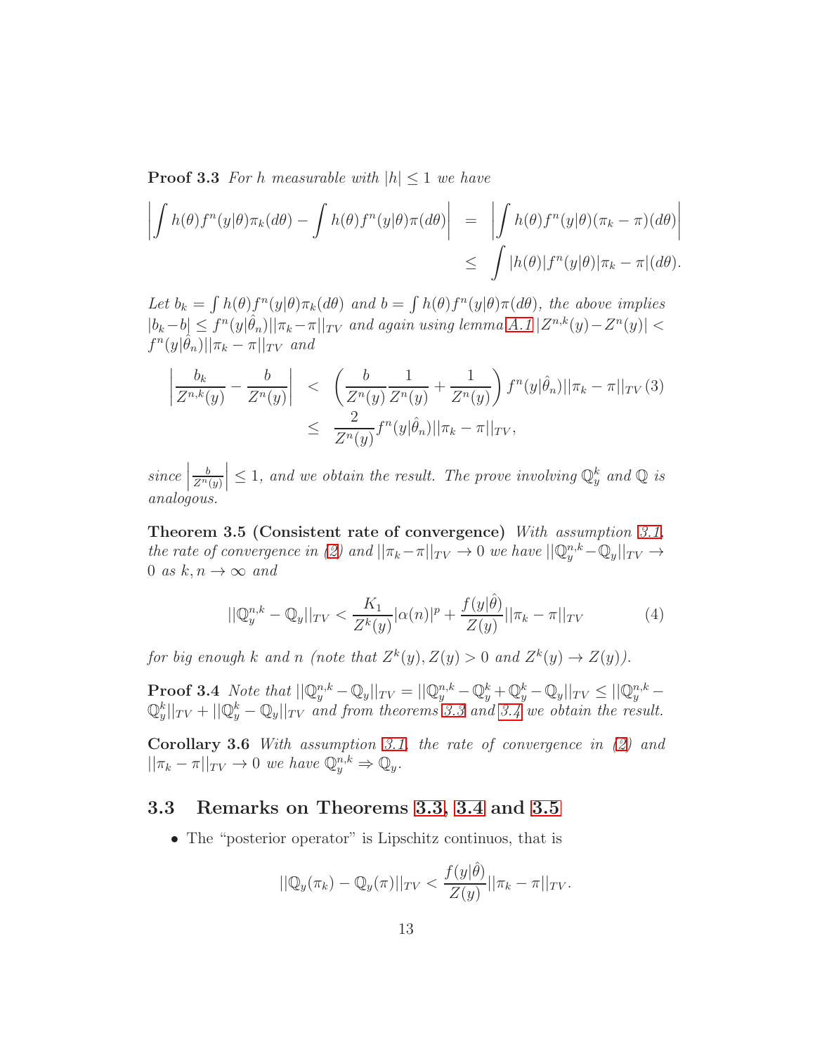**Proof 3.3** *For $h$ measurable with $|h| \leq 1$ we have*

$$
\begin{aligned}
\left| \int h(\theta) f^n(y|\theta) \pi_k(d\theta) - \int h(\theta) f^n(y|\theta) \pi(d\theta) \right| &= \left| \int h(\theta) f^n(y|\theta) (\pi_k - \pi)(d\theta) \right| \\
&\leq \int |h(\theta)| f^n(y|\theta) |\pi_k - \pi|(d\theta).
\end{aligned}
$$

*Let $b_k = \int h(\theta) f^n(y|\theta) \pi_k(d\theta)$ and $b = \int h(\theta) f^n(y|\theta) \pi(d\theta)$, the above implies $|b_k - b| \leq f^n(y|\hat{\theta}_n) ||\pi_k - \pi||_{TV}$ and again using lemma A.1 $|Z^{n,k}(y) - Z^n(y)| < f^n(y|\hat{\theta}_n) ||\pi_k - \pi||_{TV}$ and*

$$
\begin{aligned}
\left| \frac{b_k}{Z^{n,k}(y)} - \frac{b}{Z^n(y)} \right| &< \left( \frac{b}{Z^n(y)} \frac{1}{Z^n(y)} + \frac{1}{Z^n(y)} \right) f^n(y|\hat{\theta}_n) ||\pi_k - \pi||_{TV} \quad (3) \\
&\leq \frac{2}{Z^n(y)} f^n(y|\hat{\theta}_n) ||\pi_k - \pi||_{TV},
\end{aligned}
$$

*since $\left| \frac{b}{Z^n(y)} \right| \leq 1$, and we obtain the result. The prove involving $\mathbb{Q}_y^k$ and $\mathbb{Q}$ is analogous.*

**Theorem 3.5 (Consistent rate of convergence)** *With assumption 3.1, the rate of convergence in (2) and $||\pi_k - \pi||_{TV} \to 0$ we have $||\mathbb{Q}_y^{n,k} - \mathbb{Q}_y||_{TV} \to 0$ as $k, n \to \infty$ and*

$$
||\mathbb{Q}_y^{n,k} - \mathbb{Q}_y||_{TV} < \frac{K_1}{Z^k(y)} |\alpha(n)|^p + \frac{f(y|\hat{\theta})}{Z(y)} ||\pi_k - \pi||_{TV} \tag{4}
$$

*for big enough $k$ and $n$ (note that $Z^k(y), Z(y) > 0$ and $Z^k(y) \to Z(y)$).*

**Proof 3.4** *Note that $||\mathbb{Q}_y^{n,k} - \mathbb{Q}_y||_{TV} = ||\mathbb{Q}_y^{n,k} - \mathbb{Q}_y^k + \mathbb{Q}_y^k - \mathbb{Q}_y||_{TV} \leq ||\mathbb{Q}_y^{n,k} - \mathbb{Q}_y^k||_{TV} + ||\mathbb{Q}_y^k - \mathbb{Q}_y||_{TV}$ and from theorems 3.3 and 3.4 we obtain the result.*

**Corollary 3.6** *With assumption 3.1, the rate of convergence in (2) and $||\pi_k - \pi||_{TV} \to 0$ we have $\mathbb{Q}_y^{n,k} \Rightarrow \mathbb{Q}_y$.*

### 3.3 Remarks on Theorems 3.3, 3.4 and 3.5

- The "posterior operator" is Lipschitz continuos, that is

$$
||\mathbb{Q}_y(\pi_k) - \mathbb{Q}_y(\pi)||_{TV} < \frac{f(y|\hat{\theta})}{Z(y)} ||\pi_k - \pi||_{TV}.
$$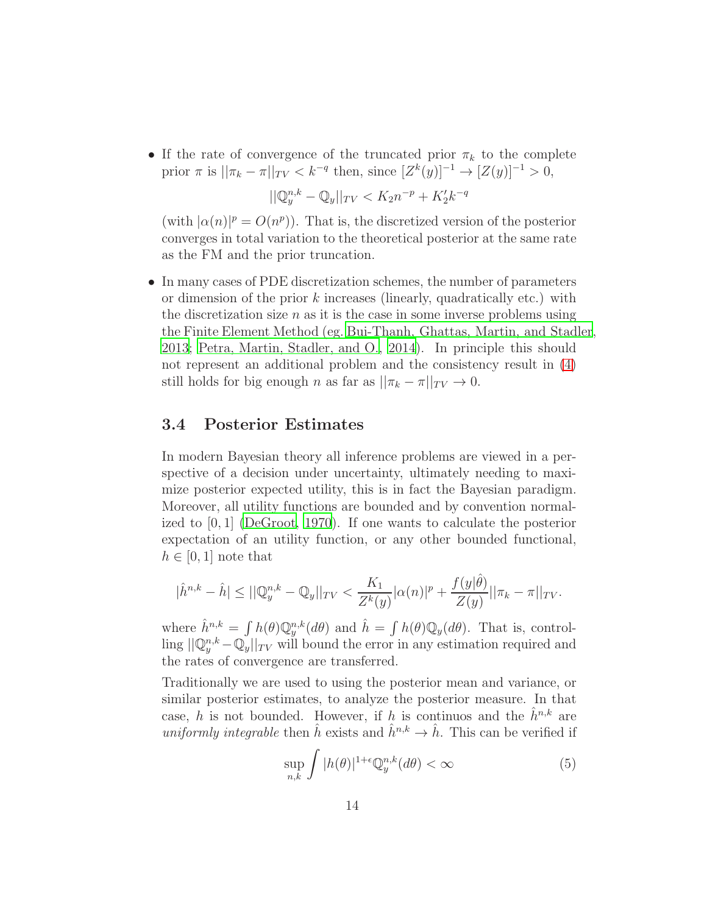- If the rate of convergence of the truncated prior $\pi_k$ to the complete prior $\pi$ is $||\pi_k - \pi||_{TV} < k^{-q}$ then, since $[Z^k(y)]^{-1} \to [Z(y)]^{-1} > 0$,

$$||\mathbb{Q}_y^{n,k} - \mathbb{Q}_y||_{TV} < K_2 n^{-p} + K_2' k^{-q}$$

(with $|\alpha(n)|^p = O(n^p)$). That is, the discretized version of the posterior converges in total variation to the theoretical posterior at the same rate as the FM and the prior truncation.

- In many cases of PDE discretization schemes, the number of parameters or dimension of the prior $k$ increases (linearly, quadratically etc.) with the discretization size $n$ as it is the case in some inverse problems using the Finite Element Method (eg. Bui-Thanh, Ghattas, Martin, and Stadler, 2013; Petra, Martin, Stadler, and O., 2014). In principle this should not represent an additional problem and the consistency result in (4) still holds for big enough $n$ as far as $||\pi_k - \pi||_{TV} \to 0$.

### 3.4 Posterior Estimates

In modern Bayesian theory all inference problems are viewed in a perspective of a decision under uncertainty, ultimately needing to maximize posterior expected utility, this is in fact the Bayesian paradigm. Moreover, all utility functions are bounded and by convention normalized to $[0, 1]$ (DeGroot, 1970). If one wants to calculate the posterior expectation of an utility function, or any other bounded functional, $h \in [0, 1]$ note that

$$|\hat{h}^{n,k} - \hat{h}| \leq ||\mathbb{Q}_y^{n,k} - \mathbb{Q}_y||_{TV} < \frac{K_1}{Z^k(y)}|\alpha(n)|^p + \frac{f(y|\hat{\theta})}{Z(y)}||\pi_k - \pi||_{TV}.$$

where $\hat{h}^{n,k} = \int h(\theta)\mathbb{Q}_y^{n,k}(d\theta)$ and $\hat{h} = \int h(\theta)\mathbb{Q}_y(d\theta)$. That is, controlling $||\mathbb{Q}_y^{n,k} - \mathbb{Q}_y||_{TV}$ will bound the error in any estimation required and the rates of convergence are transferred.

Traditionally we are used to using the posterior mean and variance, or similar posterior estimates, to analyze the posterior measure. In that case, $h$ is not bounded. However, if $h$ is continuos and the $\hat{h}^{n,k}$ are *uniformly integrable* then $\hat{h}$ exists and $\hat{h}^{n,k} \to \hat{h}$. This can be verified if

$$\sup_{n,k} \int |h(\theta)|^{1+\epsilon}\mathbb{Q}_y^{n,k}(d\theta) < \infty \tag{5}$$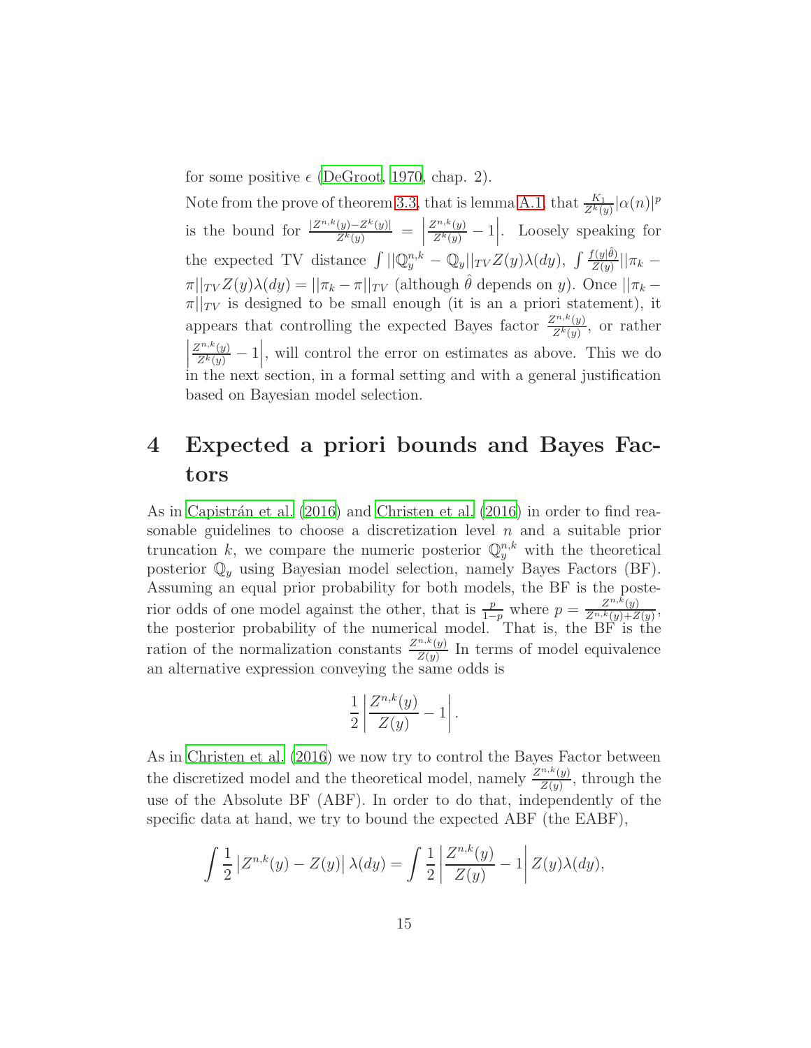for some positive $\epsilon$ (DeGroot, 1970, chap. 2).

Note from the prove of theorem 3.3, that is lemma A.1, that $\frac{K_1}{Z^k(y)}|\alpha(n)|^p$ is the bound for $\frac{|Z^{n,k}(y)-Z^k(y)|}{Z^k(y)} = \left|\frac{Z^{n,k}(y)}{Z^k(y)} - 1\right|$. Loosely speaking for the expected TV distance $\int ||\mathbb{Q}_y^{n,k} - \mathbb{Q}_y||_{TV} Z(y)\lambda(dy)$, $\int \frac{f(y|\hat{\theta})}{Z(y)} ||\pi_k - \pi||_{TV} Z(y)\lambda(dy) = ||\pi_k - \pi||_{TV}$ (although $\hat{\theta}$ depends on $y$). Once $||\pi_k - \pi||_{TV}$ is designed to be small enough (it is an a priori statement), it appears that controlling the expected Bayes factor $\frac{Z^{n,k}(y)}{Z^k(y)}$, or rather $\left|\frac{Z^{n,k}(y)}{Z^k(y)} - 1\right|$, will control the error on estimates as above. This we do in the next section, in a formal setting and with a general justification based on Bayesian model selection.

# 4 Expected a priori bounds and Bayes Factors

As in Capistrán et al. (2016) and Christen et al. (2016) in order to find reasonable guidelines to choose a discretization level $n$ and a suitable prior truncation $k$, we compare the numeric posterior $\mathbb{Q}_y^{n,k}$ with the theoretical posterior $\mathbb{Q}_y$ using Bayesian model selection, namely Bayes Factors (BF). Assuming an equal prior probability for both models, the BF is the posterior odds of one model against the other, that is $\frac{p}{1-p}$ where $p = \frac{Z^{n,k}(y)}{Z^{n,k}(y)+Z(y)}$, the posterior probability of the numerical model. That is, the BF is the ration of the normalization constants $\frac{Z^{n,k}(y)}{Z(y)}$ In terms of model equivalence an alternative expression conveying the same odds is

$$\frac{1}{2}\left|\frac{Z^{n,k}(y)}{Z(y)} - 1\right|.$$

As in Christen et al. (2016) we now try to control the Bayes Factor between the discretized model and the theoretical model, namely $\frac{Z^{n,k}(y)}{Z(y)}$, through the use of the Absolute BF (ABF). In order to do that, independently of the specific data at hand, we try to bound the expected ABF (the EABF),

$$\int \frac{1}{2}\left|Z^{n,k}(y) - Z(y)\right| \lambda(dy) = \int \frac{1}{2}\left|\frac{Z^{n,k}(y)}{Z(y)} - 1\right| Z(y)\lambda(dy),$$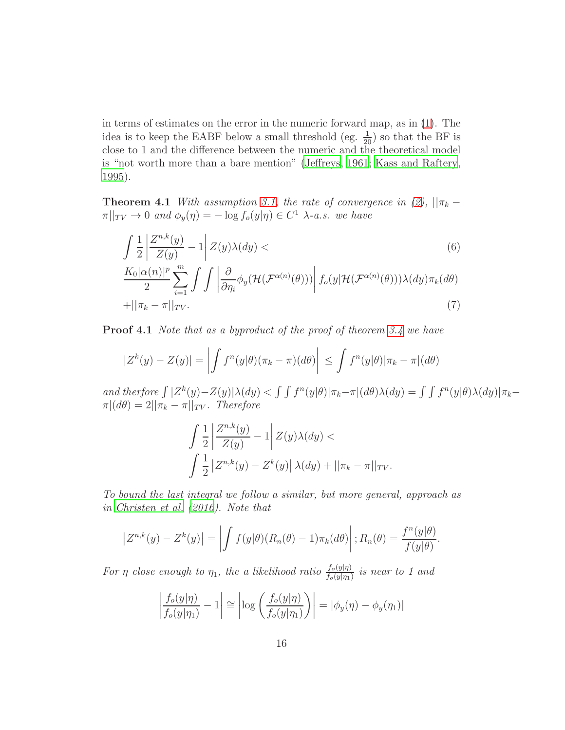in terms of estimates on the error in the numeric forward map, as in (1). The idea is to keep the EABF below a small threshold (eg. $\frac{1}{20}$) so that the BF is close to 1 and the difference between the numeric and the theoretical model is "not worth more than a bare mention" (Jeffreys, 1961; Kass and Raftery, 1995).

**Theorem 4.1** *With assumption 3.1, the rate of convergence in (2), $||\pi_k - \pi||_{TV} \to 0$ and $\phi_y(\eta) = -\log f_o(y|\eta) \in C^1$ $\lambda$-a.s. we have*

$$\int \frac{1}{2} \left| \frac{Z^{n,k}(y)}{Z(y)} - 1 \right| Z(y) \lambda(dy) < \tag{6}$$

$$\frac{K_0 |\alpha(n)|^p}{2} \sum_{i=1}^{m} \int \int \left| \frac{\partial}{\partial \eta_i} \phi_y(\mathcal{H}(\mathcal{F}^{\alpha(n)}(\theta))) \right| f_o(y|\mathcal{H}(\mathcal{F}^{\alpha(n)}(\theta))) \lambda(dy) \pi_k(d\theta)$$

$$+ ||\pi_k - \pi||_{TV}. \tag{7}$$

**Proof 4.1** *Note that as a byproduct of the proof of theorem 3.4 we have*

$$|Z^k(y) - Z(y)| = \left| \int f^n(y|\theta)(\pi_k - \pi)(d\theta) \right| \leq \int f^n(y|\theta) |\pi_k - \pi|(d\theta)$$

*and therfore $\int |Z^k(y) - Z(y)| \lambda(dy) < \int \int f^n(y|\theta) |\pi_k - \pi|(d\theta) \lambda(dy) = \int \int f^n(y|\theta) \lambda(dy) |\pi_k - \pi|(d\theta) = 2||\pi_k - \pi||_{TV}$. Therefore*

$$\int \frac{1}{2} \left| \frac{Z^{n,k}(y)}{Z(y)} - 1 \right| Z(y) \lambda(dy) <$$

$$\int \frac{1}{2} \left| Z^{n,k}(y) - Z^k(y) \right| \lambda(dy) + ||\pi_k - \pi||_{TV}.$$

*To bound the last integral we follow a similar, but more general, approach as in Christen et al. (2016). Note that*

$$\left| Z^{n,k}(y) - Z^k(y) \right| = \left| \int f(y|\theta)(R_n(\theta) - 1) \pi_k(d\theta) \right|; R_n(\theta) = \frac{f^n(y|\theta)}{f(y|\theta)}.$$

*For $\eta$ close enough to $\eta_1$, the a likelihood ratio $\frac{f_o(y|\eta)}{f_o(y|\eta_1)}$ is near to 1 and*

$$\left| \frac{f_o(y|\eta)}{f_o(y|\eta_1)} - 1 \right| \cong \left| \log \left( \frac{f_o(y|\eta)}{f_o(y|\eta_1)} \right) \right| = |\phi_y(\eta) - \phi_y(\eta_1)|$$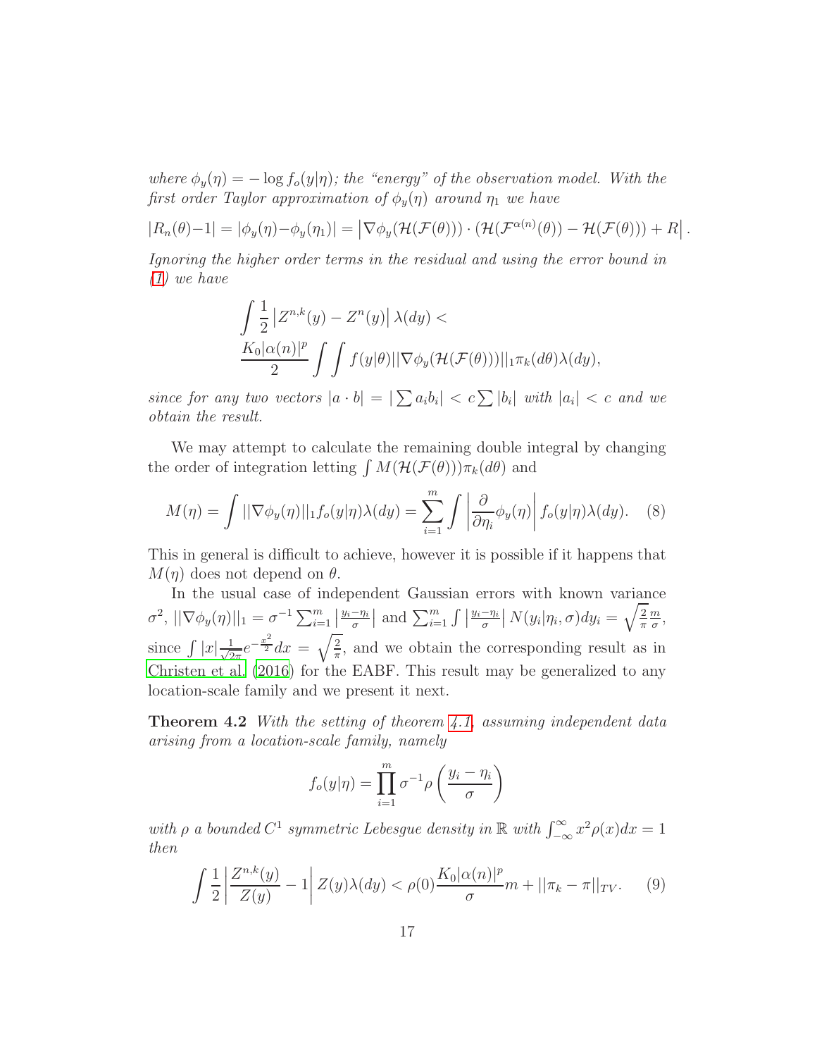*where $\phi_y(\eta) = -\log f_o(y|\eta)$; the "energy" of the observation model. With the first order Taylor approximation of $\phi_y(\eta)$ around $\eta_1$ we have*

$$|R_n(\theta)-1| = |\phi_y(\eta)-\phi_y(\eta_1)| = \left|\nabla\phi_y(\mathcal{H}(\mathcal{F}(\theta))) \cdot (\mathcal{H}(\mathcal{F}^{\alpha(n)}(\theta)) - \mathcal{H}(\mathcal{F}(\theta))) + R\right|.$$

*Ignoring the higher order terms in the residual and using the error bound in (1) we have*

$$\int \frac{1}{2}\left|Z^{n,k}(y) - Z^n(y)\right| \lambda(dy) < \frac{K_0|\alpha(n)|^p}{2} \int\int f(y|\theta)||\nabla\phi_y(\mathcal{H}(\mathcal{F}(\theta)))||_1 \pi_k(d\theta)\lambda(dy),$$

*since for any two vectors $|a \cdot b| = |\sum a_i b_i| < c\sum|b_i|$ with $|a_i| < c$ and we obtain the result.*

We may attempt to calculate the remaining double integral by changing the order of integration letting $\int M(\mathcal{H}(\mathcal{F}(\theta)))\pi_k(d\theta)$ and

$$M(\eta) = \int ||\nabla\phi_y(\eta)||_1 f_o(y|\eta)\lambda(dy) = \sum_{i=1}^{m} \int \left|\frac{\partial}{\partial\eta_i}\phi_y(\eta)\right| f_o(y|\eta)\lambda(dy). \quad (8)$$

This in general is difficult to achieve, however it is possible if it happens that $M(\eta)$ does not depend on $\theta$.

In the usual case of independent Gaussian errors with known variance $\sigma^2$, $||\nabla\phi_y(\eta)||_1 = \sigma^{-1}\sum_{i=1}^{m}\left|\frac{y_i-\eta_i}{\sigma}\right|$ and $\sum_{i=1}^{m}\int\left|\frac{y_i-\eta_i}{\sigma}\right| N(y_i|\eta_i,\sigma)dy_i = \sqrt{\frac{2}{\pi}}\frac{m}{\sigma}$, since $\int |x|\frac{1}{\sqrt{2\pi}}e^{-\frac{x^2}{2}}dx = \sqrt{\frac{2}{\pi}}$, and we obtain the corresponding result as in Christen et al. (2016) for the EABF. This result may be generalized to any location-scale family and we present it next.

**Theorem 4.2** *With the setting of theorem 4.1, assuming independent data arising from a location-scale family, namely*

$$f_o(y|\eta) = \prod_{i=1}^{m} \sigma^{-1}\rho\left(\frac{y_i-\eta_i}{\sigma}\right)$$

*with $\rho$ a bounded $C^1$ symmetric Lebesgue density in $\mathbb{R}$ with $\int_{-\infty}^{\infty} x^2\rho(x)dx = 1$ then*

$$\int \frac{1}{2}\left|\frac{Z^{n,k}(y)}{Z(y)} - 1\right| Z(y)\lambda(dy) < \rho(0)\frac{K_0|\alpha(n)|^p}{\sigma}m + ||\pi_k - \pi||_{TV}. \quad (9)$$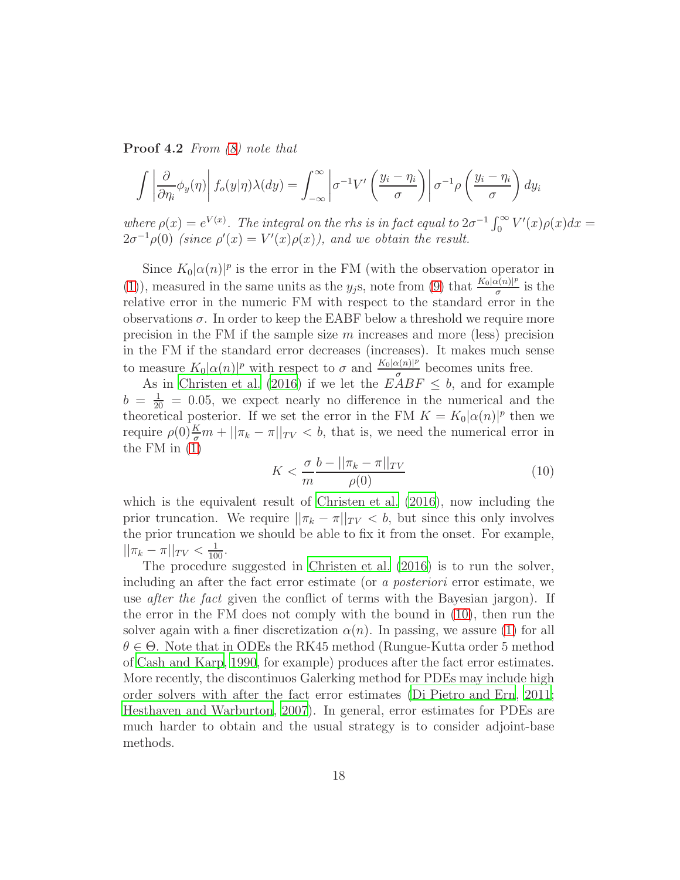**Proof 4.2** *From (8) note that*

$$\int \left| \frac{\partial}{\partial \eta_i} \phi_y(\eta) \right| f_o(y|\eta) \lambda(dy) = \int_{-\infty}^{\infty} \left| \sigma^{-1} V' \left( \frac{y_i - \eta_i}{\sigma} \right) \right| \sigma^{-1} \rho \left( \frac{y_i - \eta_i}{\sigma} \right) dy_i$$

*where $\rho(x) = e^{V(x)}$. The integral on the rhs is in fact equal to $2\sigma^{-1} \int_0^\infty V'(x)\rho(x)dx = 2\sigma^{-1}\rho(0)$ (since $\rho'(x) = V'(x)\rho(x)$), and we obtain the result.*

Since $K_0|\alpha(n)|^p$ is the error in the FM (with the observation operator in (1)), measured in the same units as the $y_j$s, note from (9) that $\frac{K_0|\alpha(n)|^p}{\sigma}$ is the relative error in the numeric FM with respect to the standard error in the observations $\sigma$. In order to keep the EABF below a threshold we require more precision in the FM if the sample size $m$ increases and more (less) precision in the FM if the standard error decreases (increases). It makes much sense to measure $K_0|\alpha(n)|^p$ with respect to $\sigma$ and $\frac{K_0|\alpha(n)|^p}{\sigma}$ becomes units free.

As in Christen et al. (2016) if we let the $EABF \leq b$, and for example $b = \frac{1}{20} = 0.05$, we expect nearly no difference in the numerical and the theoretical posterior. If we set the error in the FM $K = K_0|\alpha(n)|^p$ then we require $\rho(0)\frac{K}{\sigma}m + ||\pi_k - \pi||_{TV} < b$, that is, we need the numerical error in the FM in (1)

$$K < \frac{\sigma}{m} \frac{b - ||\pi_k - \pi||_{TV}}{\rho(0)} \tag{10}$$

which is the equivalent result of Christen et al. (2016), now including the prior truncation. We require $||\pi_k - \pi||_{TV} < b$, but since this only involves the prior truncation we should be able to fix it from the onset. For example, $||\pi_k - \pi||_{TV} < \frac{1}{100}$.

The procedure suggested in Christen et al. (2016) is to run the solver, including an after the fact error estimate (or *a posteriori* error estimate, we use *after the fact* given the conflict of terms with the Bayesian jargon). If the error in the FM does not comply with the bound in (10), then run the solver again with a finer discretization $\alpha(n)$. In passing, we assure (1) for all $\theta \in \Theta$. Note that in ODEs the RK45 method (Rungue-Kutta order 5 method of Cash and Karp, 1990, for example) produces after the fact error estimates. More recently, the discontinuos Galerking method for PDEs may include high order solvers with after the fact error estimates (Di Pietro and Ern, 2011; Hesthaven and Warburton, 2007). In general, error estimates for PDEs are much harder to obtain and the usual strategy is to consider adjoint-base methods.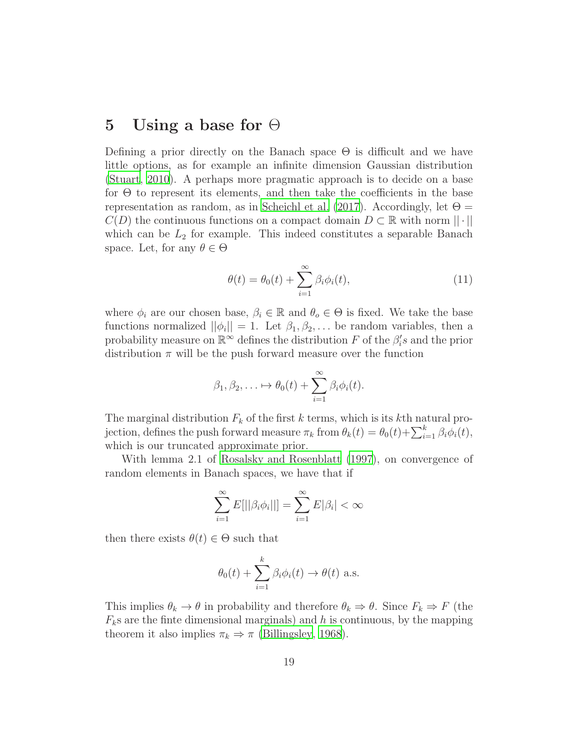## 5 Using a base for $\Theta$

Defining a prior directly on the Banach space $\Theta$ is difficult and we have little options, as for example an infinite dimension Gaussian distribution (Stuart, 2010). A perhaps more pragmatic approach is to decide on a base for $\Theta$ to represent its elements, and then take the coefficients in the base representation as random, as in Scheichl et al. (2017). Accordingly, let $\Theta = C(D)$ the continuous functions on a compact domain $D \subset \mathbb{R}$ with norm $||\cdot||$ which can be $L_2$ for example. This indeed constitutes a separable Banach space. Let, for any $\theta \in \Theta$

$$\theta(t) = \theta_0(t) + \sum_{i=1}^{\infty} \beta_i \phi_i(t), \tag{11}$$

where $\phi_i$ are our chosen base, $\beta_i \in \mathbb{R}$ and $\theta_o \in \Theta$ is fixed. We take the base functions normalized $||\phi_i|| = 1$. Let $\beta_1, \beta_2, \dots$ be random variables, then a probability measure on $\mathbb{R}^\infty$ defines the distribution $F$ of the $\beta_i' s$ and the prior distribution $\pi$ will be the push forward measure over the function

$$\beta_1, \beta_2, \ldots \mapsto \theta_0(t) + \sum_{i=1}^{\infty} \beta_i \phi_i(t).$$

The marginal distribution $F_k$ of the first $k$ terms, which is its $k$th natural projection, defines the push forward measure $\pi_k$ from $\theta_k(t) = \theta_0(t) + \sum_{i=1}^{k} \beta_i \phi_i(t)$, which is our truncated approximate prior.

With lemma 2.1 of Rosalsky and Rosenblatt (1997), on convergence of random elements in Banach spaces, we have that if

$$\sum_{i=1}^{\infty} E[||\beta_i \phi_i||] = \sum_{i=1}^{\infty} E|\beta_i| < \infty$$

then there exists $\theta(t) \in \Theta$ such that

$$\theta_0(t) + \sum_{i=1}^{k} \beta_i \phi_i(t) \to \theta(t) \text{ a.s.}$$

This implies $\theta_k \to \theta$ in probability and therefore $\theta_k \Rightarrow \theta$. Since $F_k \Rightarrow F$ (the $F_k$s are the finte dimensional marginals) and $h$ is continuous, by the mapping theorem it also implies $\pi_k \Rightarrow \pi$ (Billingsley, 1968).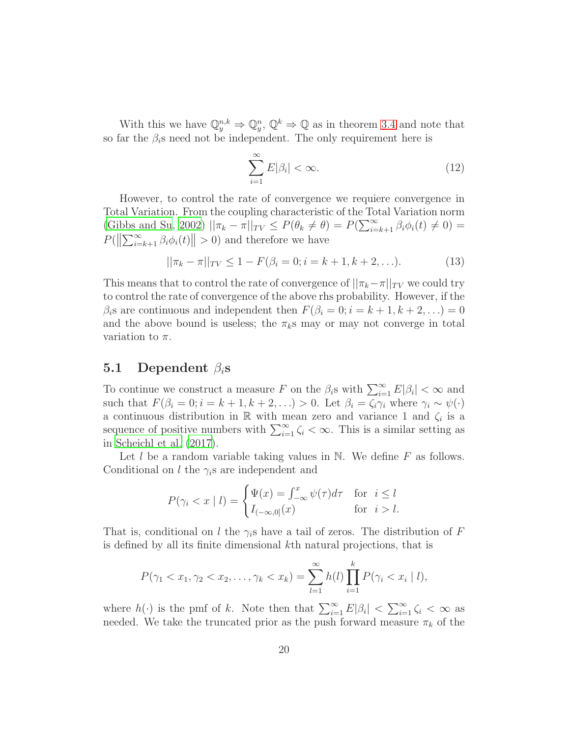With this we have $\mathbb{Q}_y^{n,k} \Rightarrow \mathbb{Q}_y^n$, $\mathbb{Q}^k \Rightarrow \mathbb{Q}$ as in theorem 3.4 and note that so far the $\beta_i$s need not be independent. The only requirement here is

$$\sum_{i=1}^{\infty} E|\beta_i| < \infty. \tag{12}$$

However, to control the rate of convergence we requiere convergence in Total Variation. From the coupling characteristic of the Total Variation norm (Gibbs and Su, 2002) $||\pi_k - \pi||_{TV} \leq P(\theta_k \neq \theta) = P(\sum_{i=k+1}^{\infty} \beta_i \phi_i(t) \neq 0) = P(\left\|\sum_{i=k+1}^{\infty} \beta_i \phi_i(t)\right\| > 0)$ and therefore we have

$$||\pi_k - \pi||_{TV} \leq 1 - F(\beta_i = 0; i = k+1, k+2, \ldots). \tag{13}$$

This means that to control the rate of convergence of $||\pi_k - \pi||_{TV}$ we could try to control the rate of convergence of the above rhs probability. However, if the $\beta_i$s are continuous and independent then $F(\beta_i = 0; i = k+1, k+2, \ldots) = 0$ and the above bound is useless; the $\pi_k$s may or may not converge in total variation to $\pi$.

## 5.1 Dependent $\beta_i$s

To continue we construct a measure $F$ on the $\beta_i$s with $\sum_{i=1}^{\infty} E|\beta_i| < \infty$ and such that $F(\beta_i = 0; i = k+1, k+2, \ldots) > 0$. Let $\beta_i = \zeta_i \gamma_i$ where $\gamma_i \sim \psi(\cdot)$ a continuous distribution in $\mathbb{R}$ with mean zero and variance 1 and $\zeta_i$ is a sequence of positive numbers with $\sum_{i=1}^{\infty} \zeta_i < \infty$. This is a similar setting as in Scheichl et al. (2017).

Let $l$ be a random variable taking values in $\mathbb{N}$. We define $F$ as follows. Conditional on $l$ the $\gamma_i$s are independent and

$$P(\gamma_i < x \mid l) = \begin{cases} \Psi(x) = \int_{-\infty}^{x} \psi(\tau) d\tau & \text{for } \; i \leq l \\ I_{(-\infty, 0]}(x) & \text{for } \; i > l. \end{cases}$$

That is, conditional on $l$ the $\gamma_i$s have a tail of zeros. The distribution of $F$ is defined by all its finite dimensional $k$th natural projections, that is

$$P(\gamma_1 < x_1, \gamma_2 < x_2, \ldots, \gamma_k < x_k) = \sum_{l=1}^{\infty} h(l) \prod_{i=1}^{k} P(\gamma_i < x_i \mid l),$$

where $h(\cdot)$ is the pmf of $k$. Note then that $\sum_{i=1}^{\infty} E|\beta_i| < \sum_{i=1}^{\infty} \zeta_i < \infty$ as needed. We take the truncated prior as the push forward measure $\pi_k$ of the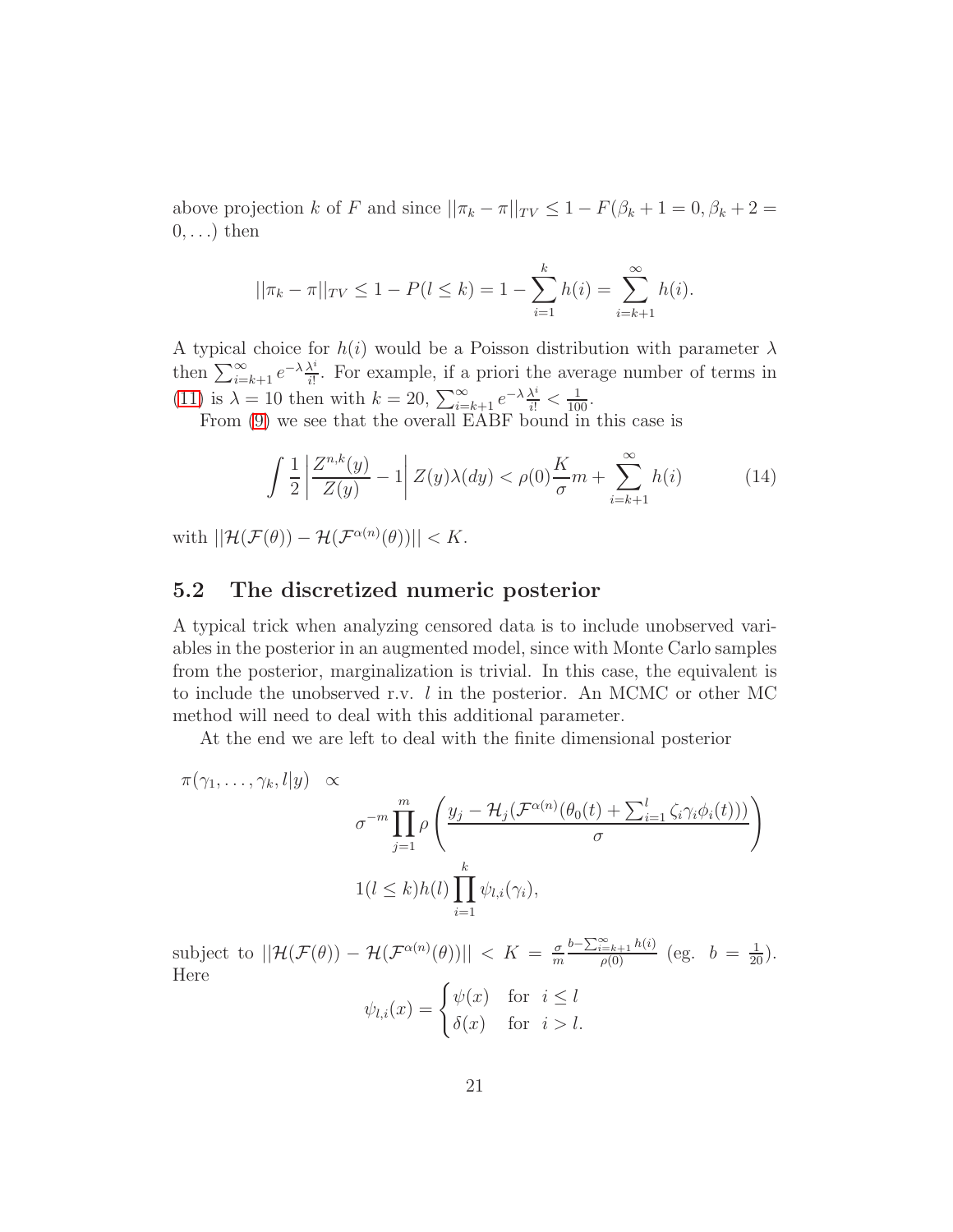above projection $k$ of $F$ and since $||\pi_k - \pi||_{TV} \leq 1 - F(\beta_k + 1 = 0, \beta_k + 2 = 0, \ldots)$ then

$$||\pi_k - \pi||_{TV} \leq 1 - P(l \leq k) = 1 - \sum_{i=1}^{k} h(i) = \sum_{i=k+1}^{\infty} h(i).$$

A typical choice for $h(i)$ would be a Poisson distribution with parameter $\lambda$ then $\sum_{i=k+1}^{\infty} e^{-\lambda} \frac{\lambda^i}{i!}$. For example, if a priori the average number of terms in (11) is $\lambda = 10$ then with $k = 20$, $\sum_{i=k+1}^{\infty} e^{-\lambda} \frac{\lambda^i}{i!} < \frac{1}{100}$.

From (9) we see that the overall EABF bound in this case is

$$\int \frac{1}{2} \left| \frac{Z^{n,k}(y)}{Z(y)} - 1 \right| Z(y) \lambda(dy) < \rho(0) \frac{K}{\sigma} m + \sum_{i=k+1}^{\infty} h(i) \tag{14}$$

with $||\mathcal{H}(\mathcal{F}(\theta)) - \mathcal{H}(\mathcal{F}^{\alpha(n)}(\theta))|| < K$.

## 5.2 The discretized numeric posterior

A typical trick when analyzing censored data is to include unobserved variables in the posterior in an augmented model, since with Monte Carlo samples from the posterior, marginalization is trivial. In this case, the equivalent is to include the unobserved r.v. $l$ in the posterior. An MCMC or other MC method will need to deal with this additional parameter.

At the end we are left to deal with the finite dimensional posterior

$$\pi(\gamma_1, \ldots, \gamma_k, l | y) \propto \sigma^{-m} \prod_{j=1}^{m} \rho \left( \frac{y_j - \mathcal{H}_j(\mathcal{F}^{\alpha(n)}(\theta_0(t) + \sum_{i=1}^{l} \zeta_i \gamma_i \phi_i(t)))}{\sigma} \right) 1(l \leq k) h(l) \prod_{i=1}^{k} \psi_{l,i}(\gamma_i),$$

subject to $||\mathcal{H}(\mathcal{F}(\theta)) - \mathcal{H}(\mathcal{F}^{\alpha(n)}(\theta))|| < K = \frac{\sigma}{m} \frac{b - \sum_{i=k+1}^{\infty} h(i)}{\rho(0)}$ (eg. $b = \frac{1}{20}$). Here

$$\psi_{l,i}(x) = \begin{cases} \psi(x) & \text{for } \ i \leq l \\ \delta(x) & \text{for } \ i > l. \end{cases}$$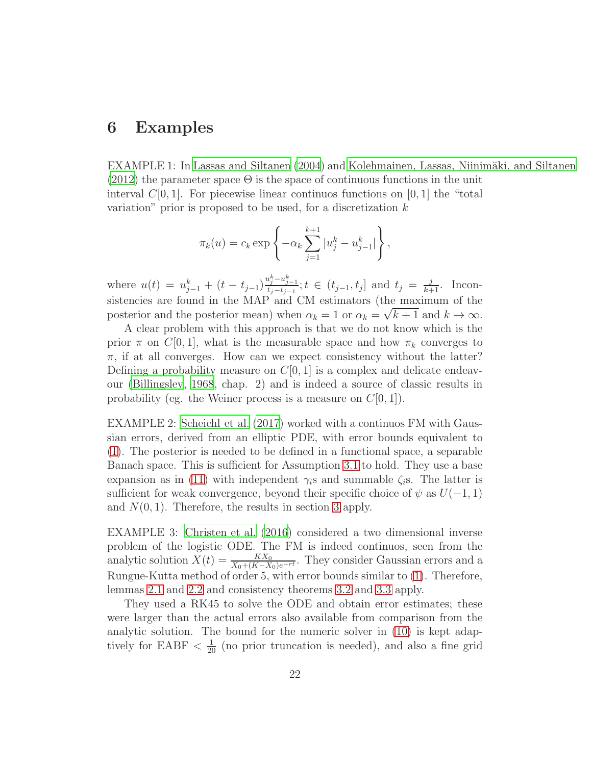## 6 Examples

EXAMPLE 1: In Lassas and Siltanen (2004) and Kolehmainen, Lassas, Niinimäki, and Siltanen (2012) the parameter space $\Theta$ is the space of continuous functions in the unit interval $C[0,1]$. For piecewise linear continuos functions on $[0,1]$ the "total variation" prior is proposed to be used, for a discretization $k$

$$\pi_k(u) = c_k \exp\left\{ -\alpha_k \sum_{j=1}^{k+1} |u_j^k - u_{j-1}^k| \right\},$$

where $u(t) = u_{j-1}^k + (t - t_{j-1})\frac{u_j^k - u_{j-1}^k}{t_j - t_{j-1}}; t \in (t_{j-1}, t_j]$ and $t_j = \frac{j}{k+1}$. Inconsistencies are found in the MAP and CM estimators (the maximum of the posterior and the posterior mean) when $\alpha_k = 1$ or $\alpha_k = \sqrt{k+1}$ and $k \to \infty$.

A clear problem with this approach is that we do not know which is the prior $\pi$ on $C[0,1]$, what is the measurable space and how $\pi_k$ converges to $\pi$, if at all converges. How can we expect consistency without the latter? Defining a probability measure on $C[0,1]$ is a complex and delicate endeavour (Billingsley, 1968, chap. 2) and is indeed a source of classic results in probability (eg. the Weiner process is a measure on $C[0,1]$).

EXAMPLE 2: Scheichl et al. (2017) worked with a continuos FM with Gaussian errors, derived from an elliptic PDE, with error bounds equivalent to (1). The posterior is needed to be defined in a functional space, a separable Banach space. This is sufficient for Assumption 3.1 to hold. They use a base expansion as in (11) with independent $\gamma_i$s and summable $\zeta_i$s. The latter is sufficient for weak convergence, beyond their specific choice of $\psi$ as $U(-1,1)$ and $N(0,1)$. Therefore, the results in section 3 apply.

EXAMPLE 3: Christen et al. (2016) considered a two dimensional inverse problem of the logistic ODE. The FM is indeed continuos, seen from the analytic solution $X(t) = \frac{KX_0}{X_0 + (K - X_0)e^{-rt}}$. They consider Gaussian errors and a Rungue-Kutta method of order 5, with error bounds similar to (1). Therefore, lemmas 2.1 and 2.2 and consistency theorems 3.2 and 3.3 apply.

They used a RK45 to solve the ODE and obtain error estimates; these were larger than the actual errors also available from comparison from the analytic solution. The bound for the numeric solver in (10) is kept adaptively for EABF $< \frac{1}{20}$ (no prior truncation is needed), and also a fine grid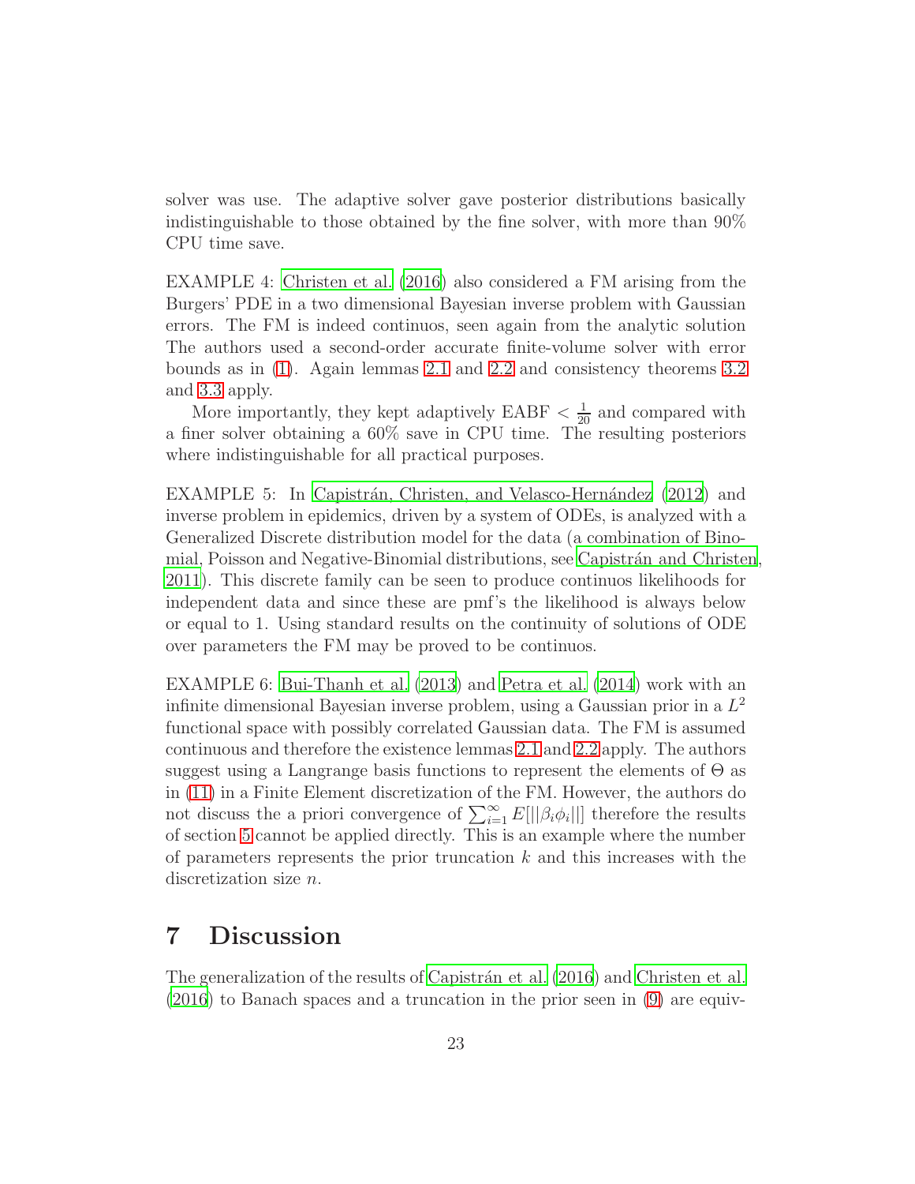solver was use. The adaptive solver gave posterior distributions basically indistinguishable to those obtained by the fine solver, with more than 90% CPU time save.

EXAMPLE 4: Christen et al. (2016) also considered a FM arising from the Burgers' PDE in a two dimensional Bayesian inverse problem with Gaussian errors. The FM is indeed continuos, seen again from the analytic solution The authors used a second-order accurate finite-volume solver with error bounds as in (1). Again lemmas 2.1 and 2.2 and consistency theorems 3.2 and 3.3 apply.

More importantly, they kept adaptively EABF $< \frac{1}{20}$ and compared with a finer solver obtaining a 60% save in CPU time. The resulting posteriors where indistinguishable for all practical purposes.

EXAMPLE 5: In Capistrán, Christen, and Velasco-Hernández (2012) and inverse problem in epidemics, driven by a system of ODEs, is analyzed with a Generalized Discrete distribution model for the data (a combination of Binomial, Poisson and Negative-Binomial distributions, see Capistrán and Christen, 2011). This discrete family can be seen to produce continuos likelihoods for independent data and since these are pmf's the likelihood is always below or equal to 1. Using standard results on the continuity of solutions of ODE over parameters the FM may be proved to be continuos.

EXAMPLE 6: Bui-Thanh et al. (2013) and Petra et al. (2014) work with an infinite dimensional Bayesian inverse problem, using a Gaussian prior in a $L^2$ functional space with possibly correlated Gaussian data. The FM is assumed continuous and therefore the existence lemmas 2.1 and 2.2 apply. The authors suggest using a Langrange basis functions to represent the elements of $\Theta$ as in (11) in a Finite Element discretization of the FM. However, the authors do not discuss the a priori convergence of $\sum_{i=1}^{\infty} E[||\beta_i \phi_i||]$ therefore the results of section 5 cannot be applied directly. This is an example where the number of parameters represents the prior truncation $k$ and this increases with the discretization size $n$.

# 7 Discussion

The generalization of the results of Capistrán et al. (2016) and Christen et al. (2016) to Banach spaces and a truncation in the prior seen in (9) are equiv-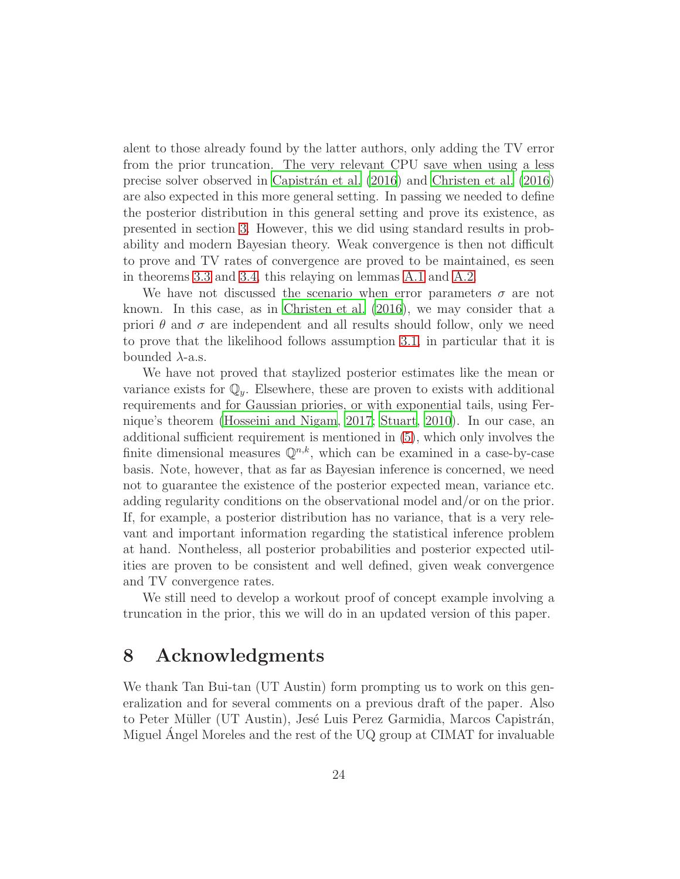alent to those already found by the latter authors, only adding the TV error from the prior truncation. The very relevant CPU save when using a less precise solver observed in Capistrán et al. (2016) and Christen et al. (2016) are also expected in this more general setting. In passing we needed to define the posterior distribution in this general setting and prove its existence, as presented in section 3. However, this we did using standard results in probability and modern Bayesian theory. Weak convergence is then not difficult to prove and TV rates of convergence are proved to be maintained, es seen in theorems 3.3 and 3.4, this relaying on lemmas A.1 and A.2.

We have not discussed the scenario when error parameters $\sigma$ are not known. In this case, as in Christen et al. (2016), we may consider that a priori $\theta$ and $\sigma$ are independent and all results should follow, only we need to prove that the likelihood follows assumption 3.1, in particular that it is bounded $\lambda$-a.s.

We have not proved that staylized posterior estimates like the mean or variance exists for $\mathbb{Q}_y$. Elsewhere, these are proven to exists with additional requirements and for Gaussian priories, or with exponential tails, using Fernique's theorem (Hosseini and Nigam, 2017; Stuart, 2010). In our case, an additional sufficient requirement is mentioned in (5), which only involves the finite dimensional measures $\mathbb{Q}^{n,k}$, which can be examined in a case-by-case basis. Note, however, that as far as Bayesian inference is concerned, we need not to guarantee the existence of the posterior expected mean, variance etc. adding regularity conditions on the observational model and/or on the prior. If, for example, a posterior distribution has no variance, that is a very relevant and important information regarding the statistical inference problem at hand. Nontheless, all posterior probabilities and posterior expected utilities are proven to be consistent and well defined, given weak convergence and TV convergence rates.

We still need to develop a workout proof of concept example involving a truncation in the prior, this we will do in an updated version of this paper.

# 8 Acknowledgments

We thank Tan Bui-tan (UT Austin) form prompting us to work on this generalization and for several comments on a previous draft of the paper. Also to Peter Müller (UT Austin), Jesé Luis Perez Garmidia, Marcos Capistrán, Miguel Ángel Moreles and the rest of the UQ group at CIMAT for invaluable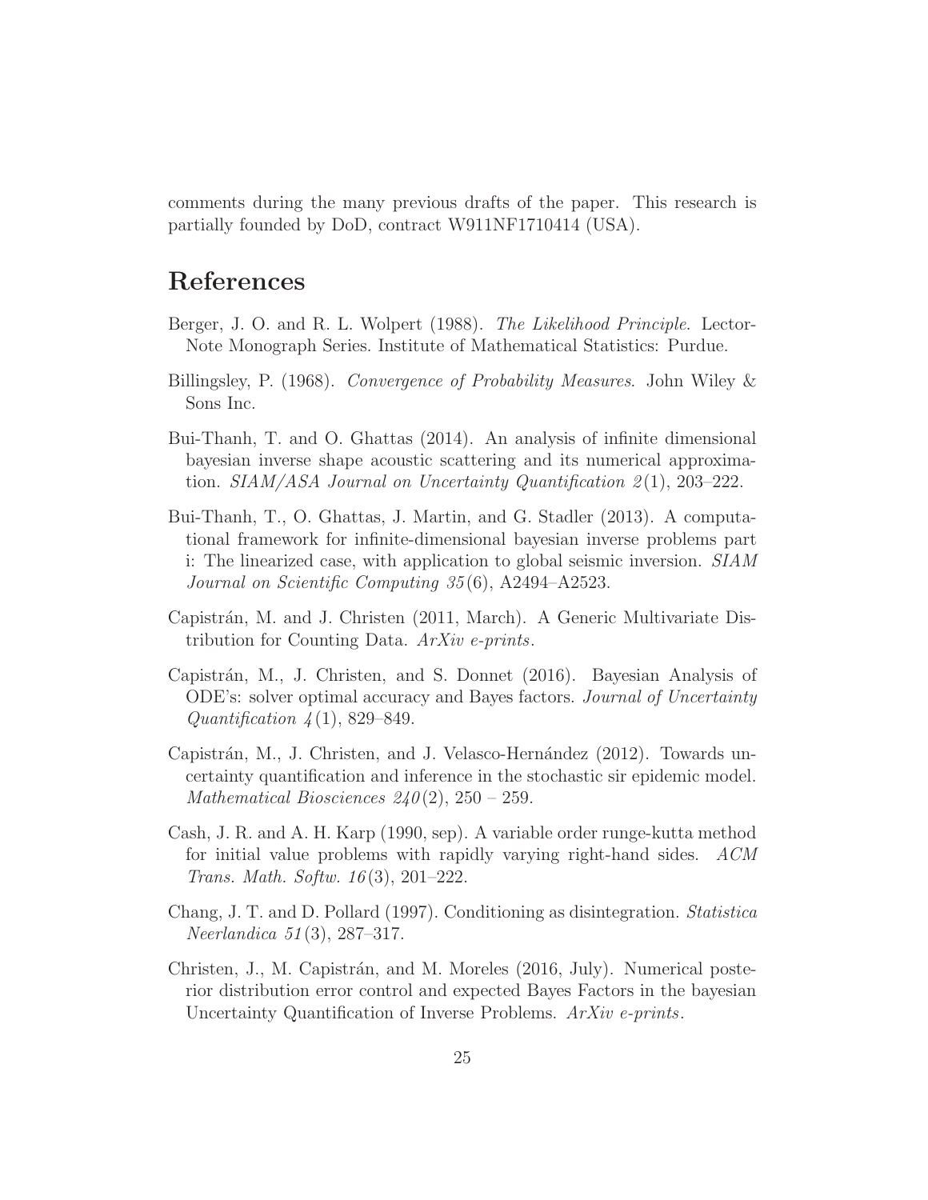comments during the many previous drafts of the paper. This research is partially founded by DoD, contract W911NF1710414 (USA).

# References

Berger, J. O. and R. L. Wolpert (1988). *The Likelihood Principle*. Lector-Note Monograph Series. Institute of Mathematical Statistics: Purdue.

Billingsley, P. (1968). *Convergence of Probability Measures*. John Wiley & Sons Inc.

Bui-Thanh, T. and O. Ghattas (2014). An analysis of infinite dimensional bayesian inverse shape acoustic scattering and its numerical approximation. *SIAM/ASA Journal on Uncertainty Quantification 2*(1), 203–222.

Bui-Thanh, T., O. Ghattas, J. Martin, and G. Stadler (2013). A computational framework for infinite-dimensional bayesian inverse problems part i: The linearized case, with application to global seismic inversion. *SIAM Journal on Scientific Computing 35*(6), A2494–A2523.

Capistrán, M. and J. Christen (2011, March). A Generic Multivariate Distribution for Counting Data. *ArXiv e-prints*.

Capistrán, M., J. Christen, and S. Donnet (2016). Bayesian Analysis of ODE's: solver optimal accuracy and Bayes factors. *Journal of Uncertainty Quantification 4*(1), 829–849.

Capistrán, M., J. Christen, and J. Velasco-Hernández (2012). Towards uncertainty quantification and inference in the stochastic sir epidemic model. *Mathematical Biosciences 240*(2), 250 – 259.

Cash, J. R. and A. H. Karp (1990, sep). A variable order runge-kutta method for initial value problems with rapidly varying right-hand sides. *ACM Trans. Math. Softw. 16*(3), 201–222.

Chang, J. T. and D. Pollard (1997). Conditioning as disintegration. *Statistica Neerlandica 51*(3), 287–317.

Christen, J., M. Capistrán, and M. Moreles (2016, July). Numerical posterior distribution error control and expected Bayes Factors in the bayesian Uncertainty Quantification of Inverse Problems. *ArXiv e-prints*.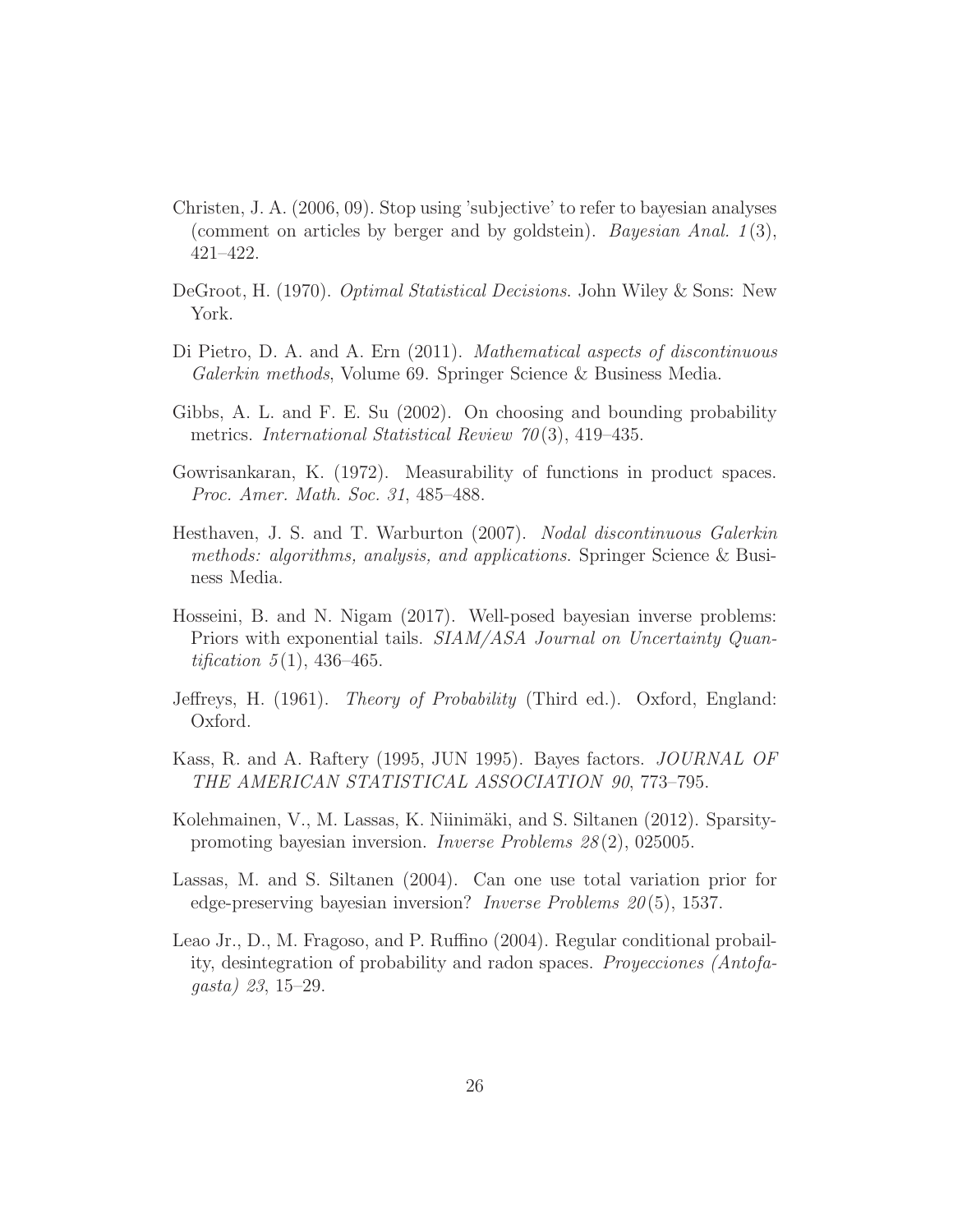Christen, J. A. (2006, 09). Stop using 'subjective' to refer to bayesian analyses (comment on articles by berger and by goldstein). *Bayesian Anal. 1*(3), 421–422.

DeGroot, H. (1970). *Optimal Statistical Decisions*. John Wiley & Sons: New York.

Di Pietro, D. A. and A. Ern (2011). *Mathematical aspects of discontinuous Galerkin methods*, Volume 69. Springer Science & Business Media.

Gibbs, A. L. and F. E. Su (2002). On choosing and bounding probability metrics. *International Statistical Review 70*(3), 419–435.

Gowrisankaran, K. (1972). Measurability of functions in product spaces. *Proc. Amer. Math. Soc. 31*, 485–488.

Hesthaven, J. S. and T. Warburton (2007). *Nodal discontinuous Galerkin methods: algorithms, analysis, and applications*. Springer Science & Business Media.

Hosseini, B. and N. Nigam (2017). Well-posed bayesian inverse problems: Priors with exponential tails. *SIAM/ASA Journal on Uncertainty Quantification 5*(1), 436–465.

Jeffreys, H. (1961). *Theory of Probability* (Third ed.). Oxford, England: Oxford.

Kass, R. and A. Raftery (1995, JUN 1995). Bayes factors. *JOURNAL OF THE AMERICAN STATISTICAL ASSOCIATION 90*, 773–795.

Kolehmainen, V., M. Lassas, K. Niinimäki, and S. Siltanen (2012). Sparsity-promoting bayesian inversion. *Inverse Problems 28*(2), 025005.

Lassas, M. and S. Siltanen (2004). Can one use total variation prior for edge-preserving bayesian inversion? *Inverse Problems 20*(5), 1537.

Leao Jr., D., M. Fragoso, and P. Ruffino (2004). Regular conditional probaility, desintegration of probability and radon spaces. *Proyecciones (Antofagasta) 23*, 15–29.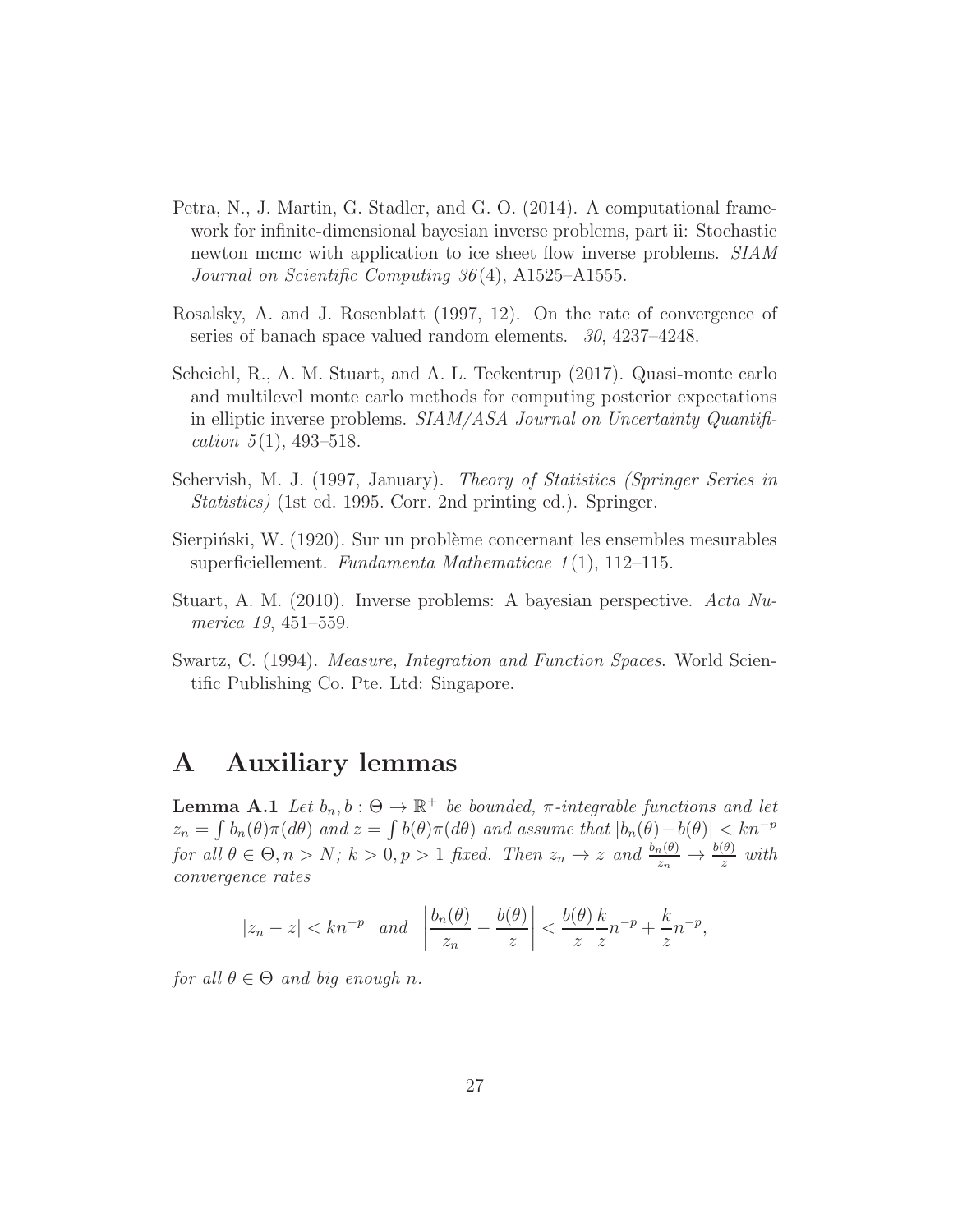Petra, N., J. Martin, G. Stadler, and G. O. (2014). A computational framework for infinite-dimensional bayesian inverse problems, part ii: Stochastic newton mcmc with application to ice sheet flow inverse problems. *SIAM Journal on Scientific Computing 36*(4), A1525–A1555.

Rosalsky, A. and J. Rosenblatt (1997, 12). On the rate of convergence of series of banach space valued random elements. *30*, 4237–4248.

Scheichl, R., A. M. Stuart, and A. L. Teckentrup (2017). Quasi-monte carlo and multilevel monte carlo methods for computing posterior expectations in elliptic inverse problems. *SIAM/ASA Journal on Uncertainty Quantification 5*(1), 493–518.

Schervish, M. J. (1997, January). *Theory of Statistics (Springer Series in Statistics)* (1st ed. 1995. Corr. 2nd printing ed.). Springer.

Sierpiński, W. (1920). Sur un problème concernant les ensembles mesurables superficiellement. *Fundamenta Mathematicae 1*(1), 112–115.

Stuart, A. M. (2010). Inverse problems: A bayesian perspective. *Acta Numerica 19*, 451–559.

Swartz, C. (1994). *Measure, Integration and Function Spaces.* World Scientific Publishing Co. Pte. Ltd: Singapore.

# A Auxiliary lemmas

**Lemma A.1** *Let $b_n, b : \Theta \to \mathbb{R}^+$ be bounded, $\pi$-integrable functions and let $z_n = \int b_n(\theta)\pi(d\theta)$ and $z = \int b(\theta)\pi(d\theta)$ and assume that $|b_n(\theta) - b(\theta)| < kn^{-p}$ for all $\theta \in \Theta, n > N$; $k > 0, p > 1$ fixed. Then $z_n \to z$ and $\frac{b_n(\theta)}{z_n} \to \frac{b(\theta)}{z}$ with convergence rates*

$$|z_n - z| < kn^{-p} \quad \text{and} \quad \left| \frac{b_n(\theta)}{z_n} - \frac{b(\theta)}{z} \right| < \frac{b(\theta)}{z}\frac{k}{z}n^{-p} + \frac{k}{z}n^{-p},$$

*for all $\theta \in \Theta$ and big enough $n$.*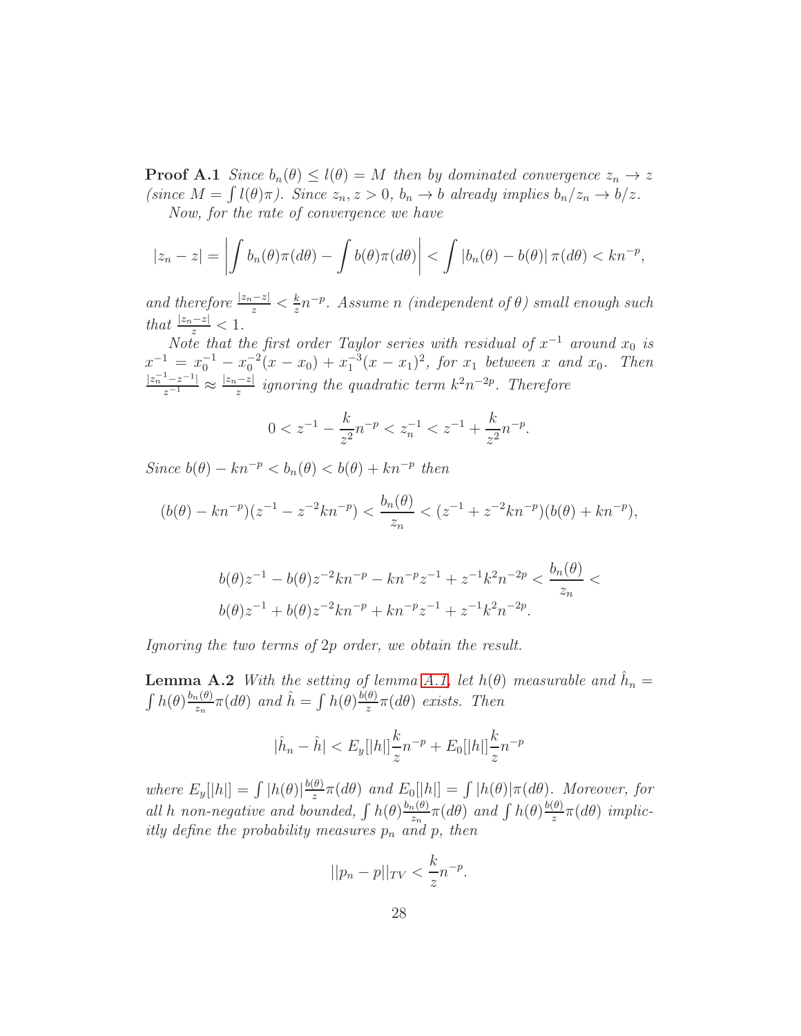**Proof A.1** *Since $b_n(\theta) \leq l(\theta) = M$ then by dominated convergence $z_n \to z$ (since $M = \int l(\theta)\pi$). Since $z_n, z > 0$, $b_n \to b$ already implies $b_n/z_n \to b/z$.*

*Now, for the rate of convergence we have*

$$|z_n - z| = \left| \int b_n(\theta)\pi(d\theta) - \int b(\theta)\pi(d\theta) \right| < \int |b_n(\theta) - b(\theta)| \, \pi(d\theta) < kn^{-p},$$

*and therefore $\frac{|z_n - z|}{z} < \frac{k}{z} n^{-p}$. Assume $n$ (independent of $\theta$) small enough such that $\frac{|z_n - z|}{z} < 1$.*

*Note that the first order Taylor series with residual of $x^{-1}$ around $x_0$ is $x^{-1} = x_0^{-1} - x_0^{-2}(x - x_0) + x_1^{-3}(x - x_1)^2$, for $x_1$ between $x$ and $x_0$. Then $\frac{|z_n^{-1} - z^{-1}|}{z^{-1}} \approx \frac{|z_n - z|}{z}$ ignoring the quadratic term $k^2 n^{-2p}$. Therefore*

$$0 < z^{-1} - \frac{k}{z^2} n^{-p} < z_n^{-1} < z^{-1} + \frac{k}{z^2} n^{-p}.$$

*Since $b(\theta) - kn^{-p} < b_n(\theta) < b(\theta) + kn^{-p}$ then*

$$(b(\theta) - kn^{-p})(z^{-1} - z^{-2}kn^{-p}) < \frac{b_n(\theta)}{z_n} < (z^{-1} + z^{-2}kn^{-p})(b(\theta) + kn^{-p}),$$

$$b(\theta)z^{-1} - b(\theta)z^{-2}kn^{-p} - kn^{-p}z^{-1} + z^{-1}k^2n^{-2p} < \frac{b_n(\theta)}{z_n} <$$
$$b(\theta)z^{-1} + b(\theta)z^{-2}kn^{-p} + kn^{-p}z^{-1} + z^{-1}k^2n^{-2p}.$$

*Ignoring the two terms of $2p$ order, we obtain the result.*

**Lemma A.2** *With the setting of lemma A.1, let $h(\theta)$ measurable and $\hat{h}_n = \int h(\theta) \frac{b_n(\theta)}{z_n} \pi(d\theta)$ and $\hat{h} = \int h(\theta) \frac{b(\theta)}{z} \pi(d\theta)$ exists. Then*

$$|\hat{h}_n - \hat{h}| < E_y[|h|] \frac{k}{z} n^{-p} + E_0[|h|] \frac{k}{z} n^{-p}$$

*where $E_y[|h|] = \int |h(\theta)| \frac{b(\theta)}{z} \pi(d\theta)$ and $E_0[|h|] = \int |h(\theta)| \pi(d\theta)$. Moreover, for all $h$ non-negative and bounded, $\int h(\theta) \frac{b_n(\theta)}{z_n} \pi(d\theta)$ and $\int h(\theta) \frac{b(\theta)}{z} \pi(d\theta)$ implicitly define the probability measures $p_n$ and $p$, then*

$$||p_n - p||_{TV} < \frac{k}{z} n^{-p}.$$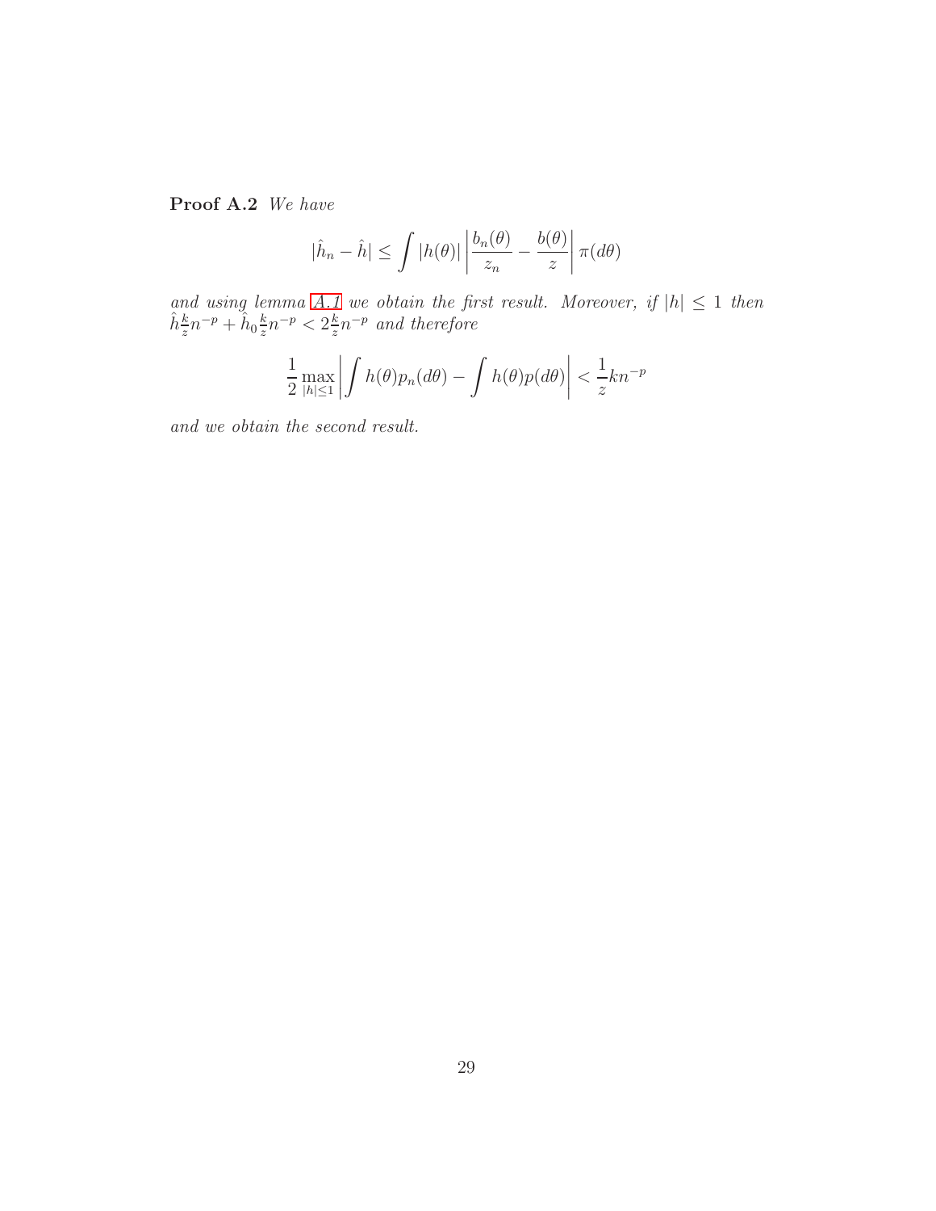**Proof A.2** *We have*

$$|\hat{h}_n - \hat{h}| \leq \int |h(\theta)| \left| \frac{b_n(\theta)}{z_n} - \frac{b(\theta)}{z} \right| \pi(d\theta)$$

*and using lemma A.1 we obtain the first result. Moreover, if* $|h| \leq 1$ *then* $\hat{h}\frac{k}{z}n^{-p} + \hat{h}_0\frac{k}{z}n^{-p} < 2\frac{k}{z}n^{-p}$ *and therefore*

$$\frac{1}{2} \max_{|h|\leq 1} \left| \int h(\theta)p_n(d\theta) - \int h(\theta)p(d\theta) \right| < \frac{1}{z}kn^{-p}$$

*and we obtain the second result.*